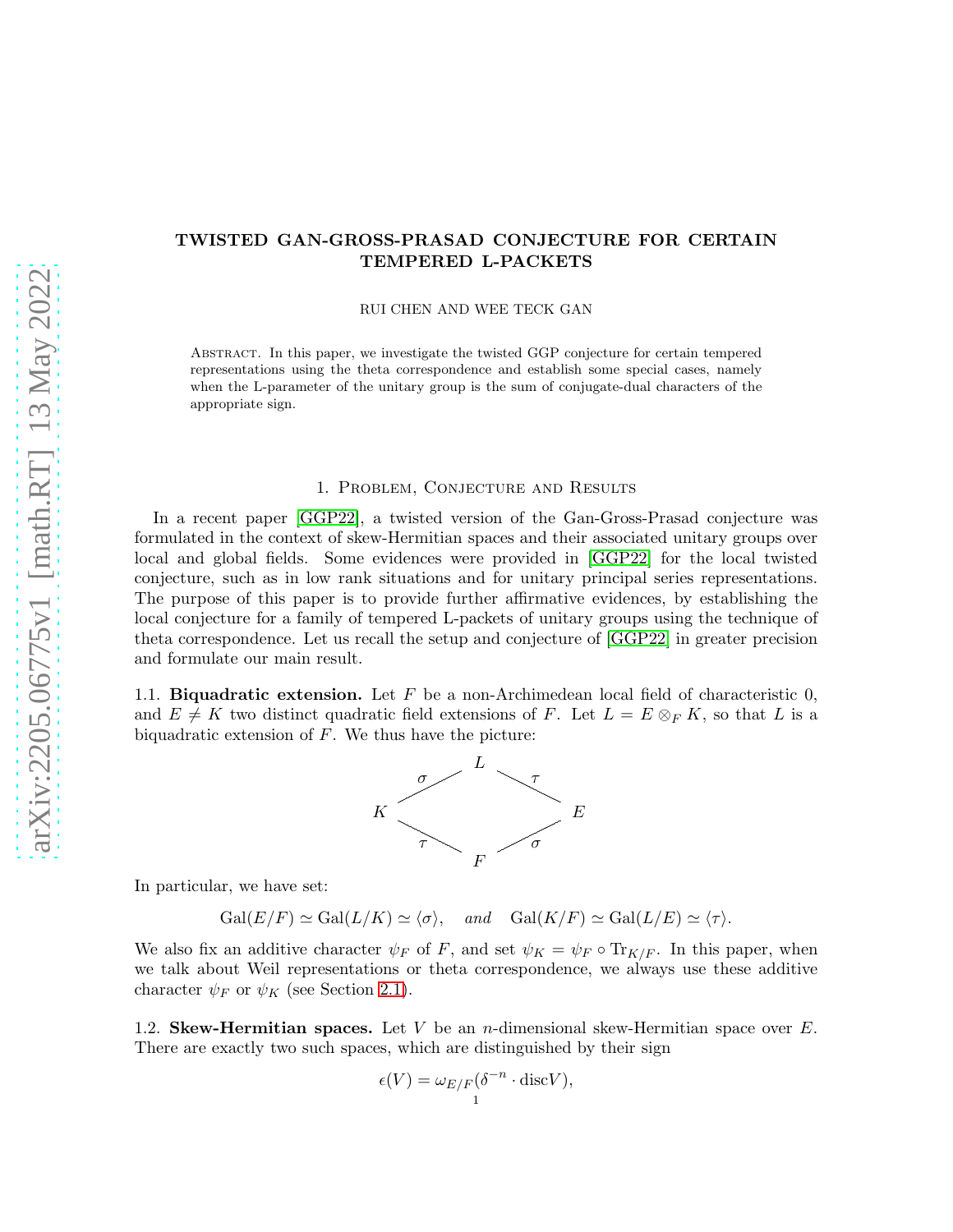# TWISTED GAN-GROSS-PRASAD CONJECTURE FOR CERTAIN TEMPERED L-PACKETS

RUI CHEN AND WEE TECK GAN

Abstract. In this paper, we investigate the twisted GGP conjecture for certain tempered representations using the theta correspondence and establish some special cases, namely when the L-parameter of the unitary group is the sum of conjugate-dual characters of the appropriate sign.

## 1. Problem, Conjecture and Results

In a recent paper [GGP22], a twisted version of the Gan-Gross-Prasad conjecture was formulated in the context of skew-Hermitian spaces and their associated unitary groups over local and global fields. Some evidences were provided in [GGP22] for the local twisted conjecture, such as in low rank situations and for unitary principal series representations. The purpose of this paper is to provide further affirmative evidences, by establishing the local conjecture for a family of tempered L-packets of unitary groups using the technique of theta correspondence. Let us recall the setup and conjecture of [GGP22] in greater precision and formulate our main result.

1.1. **Biquadratic extension.** Let $F$ be a non-Archimedean local field of characteristic 0, and $E \neq K$ two distinct quadratic field extensions of $F$. Let $L = E \otimes_F K$, so that $L$ is a biquadratic extension of $F$. We thus have the picture:

$$\begin{array}{ccccc} & & L & & \\ & \sigma \diagup & & \diagdown \tau & \\ K & & & & E \\ & \tau \diagdown & & \diagup \sigma & \\ & & F & & \end{array}$$

In particular, we have set:

$$\mathrm{Gal}(E/F) \simeq \mathrm{Gal}(L/K) \simeq \langle \sigma \rangle, \quad \textit{and} \quad \mathrm{Gal}(K/F) \simeq \mathrm{Gal}(L/E) \simeq \langle \tau \rangle.$$

We also fix an additive character $\psi_F$ of $F$, and set $\psi_K = \psi_F \circ \mathrm{Tr}_{K/F}$. In this paper, when we talk about Weil representations or theta correspondence, we always use these additive character $\psi_F$ or $\psi_K$ (see Section 2.1).

1.2. **Skew-Hermitian spaces.** Let $V$ be an $n$-dimensional skew-Hermitian space over $E$. There are exactly two such spaces, which are distinguished by their sign

$$\epsilon(V) = \omega_{E/F}(\delta^{-n} \cdot \mathrm{disc} V),$$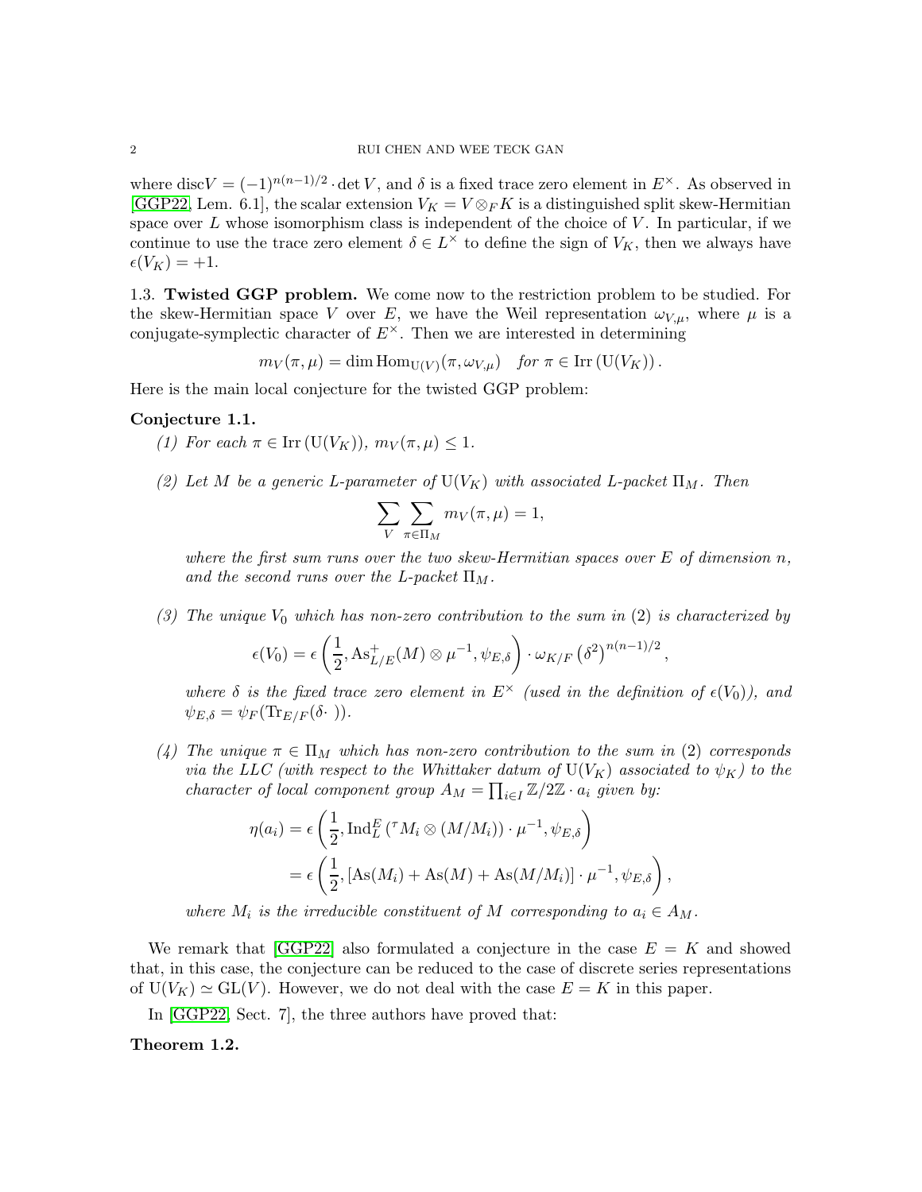where $\mathrm{disc}V = (-1)^{n(n-1)/2} \cdot \det V$, and $\delta$ is a fixed trace zero element in $E^{\times}$. As observed in [GGP22, Lem. 6.1], the scalar extension $V_K = V \otimes_F K$ is a distinguished split skew-Hermitian space over $L$ whose isomorphism class is independent of the choice of $V$. In particular, if we continue to use the trace zero element $\delta \in L^{\times}$ to define the sign of $V_K$, then we always have $\epsilon(V_K) = +1$.

### 1.3. Twisted GGP problem.

We come now to the restriction problem to be studied. For the skew-Hermitian space $V$ over $E$, we have the Weil representation $\omega_{V,\mu}$, where $\mu$ is a conjugate-symplectic character of $E^{\times}$. Then we are interested in determining

$$m_V(\pi, \mu) = \dim \mathrm{Hom}_{\mathrm{U}(V)}(\pi, \omega_{V,\mu}) \quad \text{for } \pi \in \mathrm{Irr}\left(\mathrm{U}(V_K)\right).$$

Here is the main local conjecture for the twisted GGP problem:

**Conjecture 1.1.**

*(1) For each $\pi \in \mathrm{Irr}\left(\mathrm{U}(V_K)\right)$, $m_V(\pi, \mu) \leq 1$.*

*(2) Let $M$ be a generic L-parameter of $\mathrm{U}(V_K)$ with associated L-packet $\Pi_M$. Then*

$$\sum_V \sum_{\pi \in \Pi_M} m_V(\pi, \mu) = 1,$$

*where the first sum runs over the two skew-Hermitian spaces over $E$ of dimension $n$, and the second runs over the L-packet $\Pi_M$.*

*(3) The unique $V_0$ which has non-zero contribution to the sum in (2) is characterized by*

$$\epsilon(V_0) = \epsilon\left(\frac{1}{2}, \mathrm{As}^{+}_{L/E}(M) \otimes \mu^{-1}, \psi_{E,\delta}\right) \cdot \omega_{K/F}\left(\delta^2\right)^{n(n-1)/2},$$

*where $\delta$ is the fixed trace zero element in $E^{\times}$ (used in the definition of $\epsilon(V_0)$), and $\psi_{E,\delta} = \psi_F(\mathrm{Tr}_{E/F}(\delta \cdot\ ))$.*

*(4) The unique $\pi \in \Pi_M$ which has non-zero contribution to the sum in (2) corresponds via the LLC (with respect to the Whittaker datum of $\mathrm{U}(V_K)$ associated to $\psi_K$) to the character of local component group $A_M = \prod_{i \in I} \mathbb{Z}/2\mathbb{Z} \cdot a_i$ given by:*

$$\begin{aligned}
\eta(a_i) &= \epsilon\left(\frac{1}{2}, \mathrm{Ind}_L^E\left({}^{\tau}M_i \otimes (M/M_i)\right) \cdot \mu^{-1}, \psi_{E,\delta}\right) \\
&= \epsilon\left(\frac{1}{2}, \left[\mathrm{As}(M_i) + \mathrm{As}(M) + \mathrm{As}(M/M_i)\right] \cdot \mu^{-1}, \psi_{E,\delta}\right),
\end{aligned}$$

*where $M_i$ is the irreducible constituent of $M$ corresponding to $a_i \in A_M$.*

We remark that [GGP22] also formulated a conjecture in the case $E = K$ and showed that, in this case, the conjecture can be reduced to the case of discrete series representations of $\mathrm{U}(V_K) \simeq \mathrm{GL}(V)$. However, we do not deal with the case $E = K$ in this paper.

In [GGP22, Sect. 7], the three authors have proved that:

**Theorem 1.2.**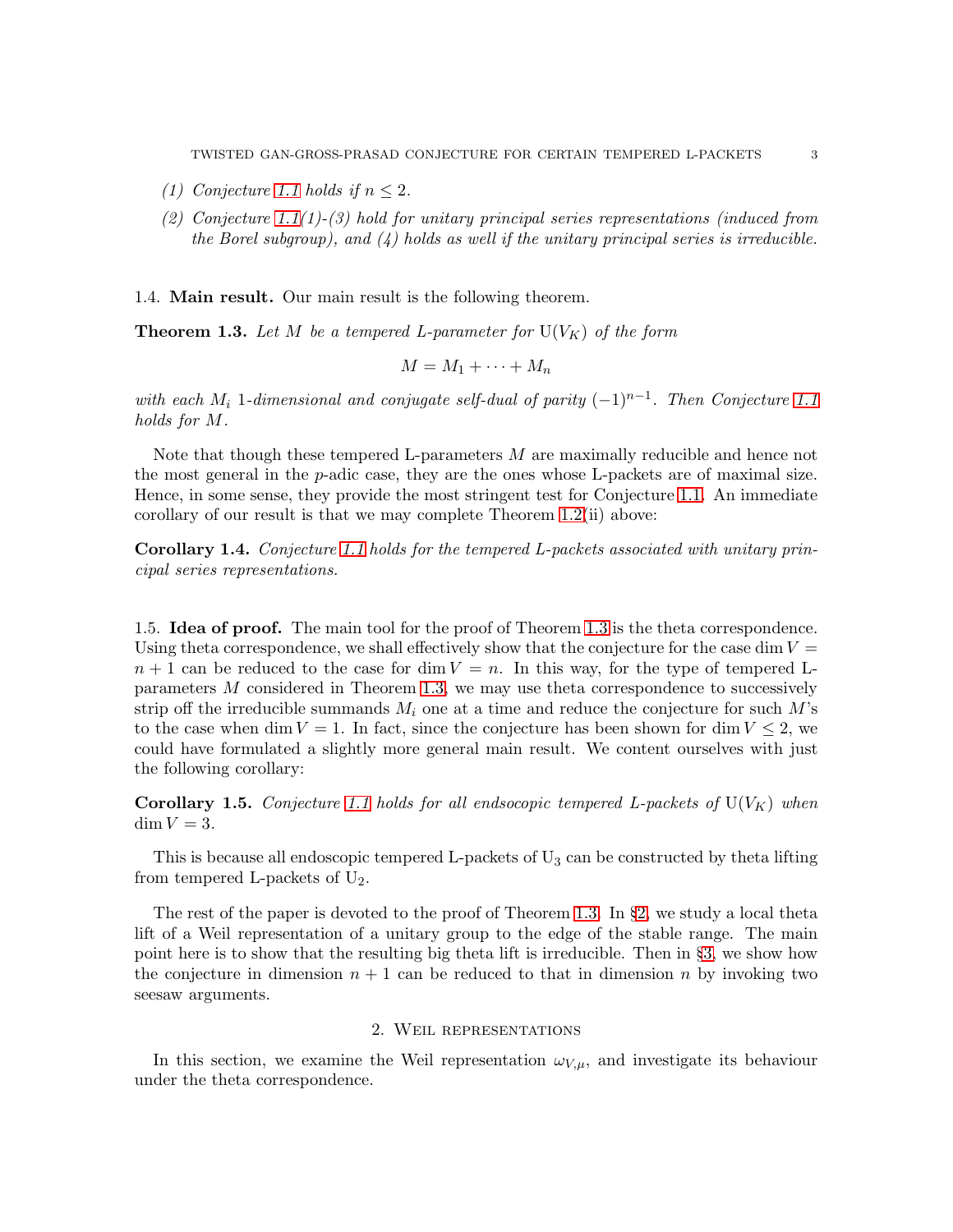*(1) Conjecture 1.1 holds if $n \leq 2$.*

*(2) Conjecture 1.1(1)-(3) hold for unitary principal series representations (induced from the Borel subgroup), and (4) holds as well if the unitary principal series is irreducible.*

### 1.4. Main result.

Our main result is the following theorem.

**Theorem 1.3.** *Let $M$ be a tempered L-parameter for $\mathrm{U}(V_K)$ of the form*

$$M = M_1 + \cdots + M_n$$

*with each $M_i$ 1-dimensional and conjugate self-dual of parity $(-1)^{n-1}$. Then Conjecture 1.1 holds for $M$.*

Note that though these tempered L-parameters $M$ are maximally reducible and hence not the most general in the $p$-adic case, they are the ones whose L-packets are of maximal size. Hence, in some sense, they provide the most stringent test for Conjecture 1.1. An immediate corollary of our result is that we may complete Theorem 1.2(ii) above:

**Corollary 1.4.** *Conjecture 1.1 holds for the tempered L-packets associated with unitary principal series representations.*

### 1.5. Idea of proof.

The main tool for the proof of Theorem 1.3 is the theta correspondence. Using theta correspondence, we shall effectively show that the conjecture for the case $\dim V = n+1$ can be reduced to the case for $\dim V = n$. In this way, for the type of tempered L-parameters $M$ considered in Theorem 1.3, we may use theta correspondence to successively strip off the irreducible summands $M_i$ one at a time and reduce the conjecture for such $M$'s to the case when $\dim V = 1$. In fact, since the conjecture has been shown for $\dim V \leq 2$, we could have formulated a slightly more general main result. We content ourselves with just the following corollary:

**Corollary 1.5.** *Conjecture 1.1 holds for all endsocopic tempered L-packets of $\mathrm{U}(V_K)$ when $\dim V = 3$.*

This is because all endoscopic tempered L-packets of $\mathrm{U}_3$ can be constructed by theta lifting from tempered L-packets of $\mathrm{U}_2$.

The rest of the paper is devoted to the proof of Theorem 1.3. In §2, we study a local theta lift of a Weil representation of a unitary group to the edge of the stable range. The main point here is to show that the resulting big theta lift is irreducible. Then in §3, we show how the conjecture in dimension $n+1$ can be reduced to that in dimension $n$ by invoking two seesaw arguments.

## 2. Weil representations

In this section, we examine the Weil representation $\omega_{V,\mu}$, and investigate its behaviour under the theta correspondence.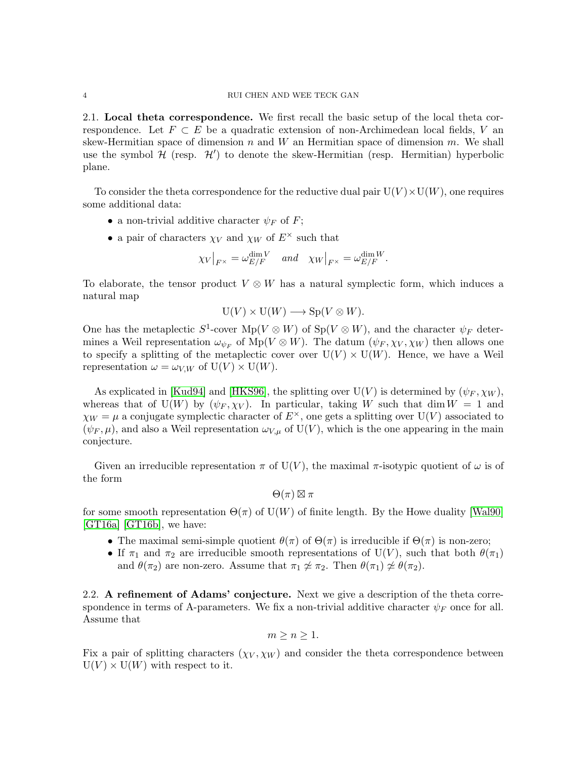2.1. **Local theta correspondence.** We first recall the basic setup of the local theta correspondence. Let $F \subset E$ be a quadratic extension of non-Archimedean local fields, $V$ an skew-Hermitian space of dimension $n$ and $W$ an Hermitian space of dimension $m$. We shall use the symbol $\mathcal{H}$ (resp. $\mathcal{H}'$) to denote the skew-Hermitian (resp. Hermitian) hyperbolic plane.

To consider the theta correspondence for the reductive dual pair $\mathrm{U}(V) \times \mathrm{U}(W)$, one requires some additional data:

- a non-trivial additive character $\psi_F$ of $F$;
- a pair of characters $\chi_V$ and $\chi_W$ of $E^\times$ such that

$$\chi_V\big|_{F^\times} = \omega_{E/F}^{\dim V} \quad \textit{and} \quad \chi_W\big|_{F^\times} = \omega_{E/F}^{\dim W}.$$

To elaborate, the tensor product $V \otimes W$ has a natural symplectic form, which induces a natural map

$$\mathrm{U}(V) \times \mathrm{U}(W) \longrightarrow \mathrm{Sp}(V \otimes W).$$

One has the metaplectic $S^1$-cover $\mathrm{Mp}(V \otimes W)$ of $\mathrm{Sp}(V \otimes W)$, and the character $\psi_F$ determines a Weil representation $\omega_{\psi_F}$ of $\mathrm{Mp}(V \otimes W)$. The datum $(\psi_F, \chi_V, \chi_W)$ then allows one to specify a splitting of the metaplectic cover over $\mathrm{U}(V) \times \mathrm{U}(W)$. Hence, we have a Weil representation $\omega = \omega_{V,W}$ of $\mathrm{U}(V) \times \mathrm{U}(W)$.

As explicated in [Kud94] and [HKS96], the splitting over $\mathrm{U}(V)$ is determined by $(\psi_F, \chi_W)$, whereas that of $\mathrm{U}(W)$ by $(\psi_F, \chi_V)$. In particular, taking $W$ such that $\dim W = 1$ and $\chi_W = \mu$ a conjugate symplectic character of $E^\times$, one gets a splitting over $\mathrm{U}(V)$ associated to $(\psi_F, \mu)$, and also a Weil representation $\omega_{V,\mu}$ of $\mathrm{U}(V)$, which is the one appearing in the main conjecture.

Given an irreducible representation $\pi$ of $\mathrm{U}(V)$, the maximal $\pi$-isotypic quotient of $\omega$ is of the form

$$\Theta(\pi) \boxtimes \pi$$

for some smooth representation $\Theta(\pi)$ of $\mathrm{U}(W)$ of finite length. By the Howe duality [Wal90] [GT16a] [GT16b], we have:

- The maximal semi-simple quotient $\theta(\pi)$ of $\Theta(\pi)$ is irreducible if $\Theta(\pi)$ is non-zero;
- If $\pi_1$ and $\pi_2$ are irreducible smooth representations of $\mathrm{U}(V)$, such that both $\theta(\pi_1)$ and $\theta(\pi_2)$ are non-zero. Assume that $\pi_1 \not\cong \pi_2$. Then $\theta(\pi_1) \not\cong \theta(\pi_2)$.

2.2. **A refinement of Adams' conjecture.** Next we give a description of the theta correspondence in terms of A-parameters. We fix a non-trivial additive character $\psi_F$ once for all. Assume that

$$m \geq n \geq 1.$$

Fix a pair of splitting characters $(\chi_V, \chi_W)$ and consider the theta correspondence between $\mathrm{U}(V) \times \mathrm{U}(W)$ with respect to it.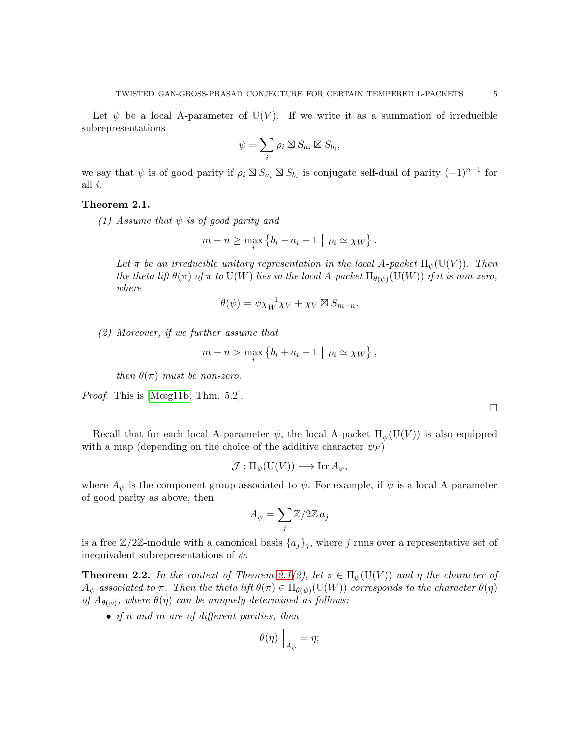Let $\psi$ be a local A-parameter of $\mathrm{U}(V)$. If we write it as a summation of irreducible subrepresentations

$$\psi = \sum_i \rho_i \boxtimes S_{a_i} \boxtimes S_{b_i},$$

we say that $\psi$ is of good parity if $\rho_i \boxtimes S_{a_i} \boxtimes S_{b_i}$ is conjugate self-dual of parity $(-1)^{n-1}$ for all $i$.

**Theorem 2.1.**

*(1) Assume that $\psi$ is of good parity and*

$$m - n \geq \max_i \left\{ b_i - a_i + 1 \;\middle|\; \rho_i \simeq \chi_W \right\}.$$

*Let $\pi$ be an irreducible unitary representation in the local A-packet $\Pi_\psi(\mathrm{U}(V))$. Then the theta lift $\theta(\pi)$ of $\pi$ to $\mathrm{U}(W)$ lies in the local A-packet $\Pi_{\theta(\psi)}(\mathrm{U}(W))$ if it is non-zero, where*

$$\theta(\psi) = \psi \chi_W^{-1} \chi_V + \chi_V \boxtimes S_{m-n}.$$

*(2) Moreover, if we further assume that*

$$m - n > \max_i \left\{ b_i + a_i - 1 \;\middle|\; \rho_i \simeq \chi_W \right\},$$

*then $\theta(\pi)$ must be non-zero.*

*Proof.* This is [Mœg11b, Thm. 5.2]. $\square$

Recall that for each local A-parameter $\psi$, the local A-packet $\Pi_\psi(\mathrm{U}(V))$ is also equipped with a map (depending on the choice of the additive character $\psi_F$)

$$\mathcal{J} : \Pi_\psi(\mathrm{U}(V)) \longrightarrow \mathrm{Irr}\, A_\psi,$$

where $A_\psi$ is the component group associated to $\psi$. For example, if $\psi$ is a local A-parameter of good parity as above, then

$$A_\psi = \sum_j \mathbb{Z}/2\mathbb{Z}\, a_j$$

is a free $\mathbb{Z}/2\mathbb{Z}$-module with a canonical basis $\{a_j\}_j$, where $j$ runs over a representative set of inequivalent subrepresentations of $\psi$.

**Theorem 2.2.** *In the context of Theorem 2.1(2), let $\pi \in \Pi_\psi(\mathrm{U}(V))$ and $\eta$ the character of $A_\psi$ associated to $\pi$. Then the theta lift $\theta(\pi) \in \Pi_{\theta(\psi)}(\mathrm{U}(W))$ corresponds to the character $\theta(\eta)$ of $A_{\theta(\psi)}$, where $\theta(\eta)$ can be uniquely determined as follows:*

- *if $n$ and $m$ are of different parities, then*

$$\theta(\eta) \Big|_{A_\psi} = \eta;$$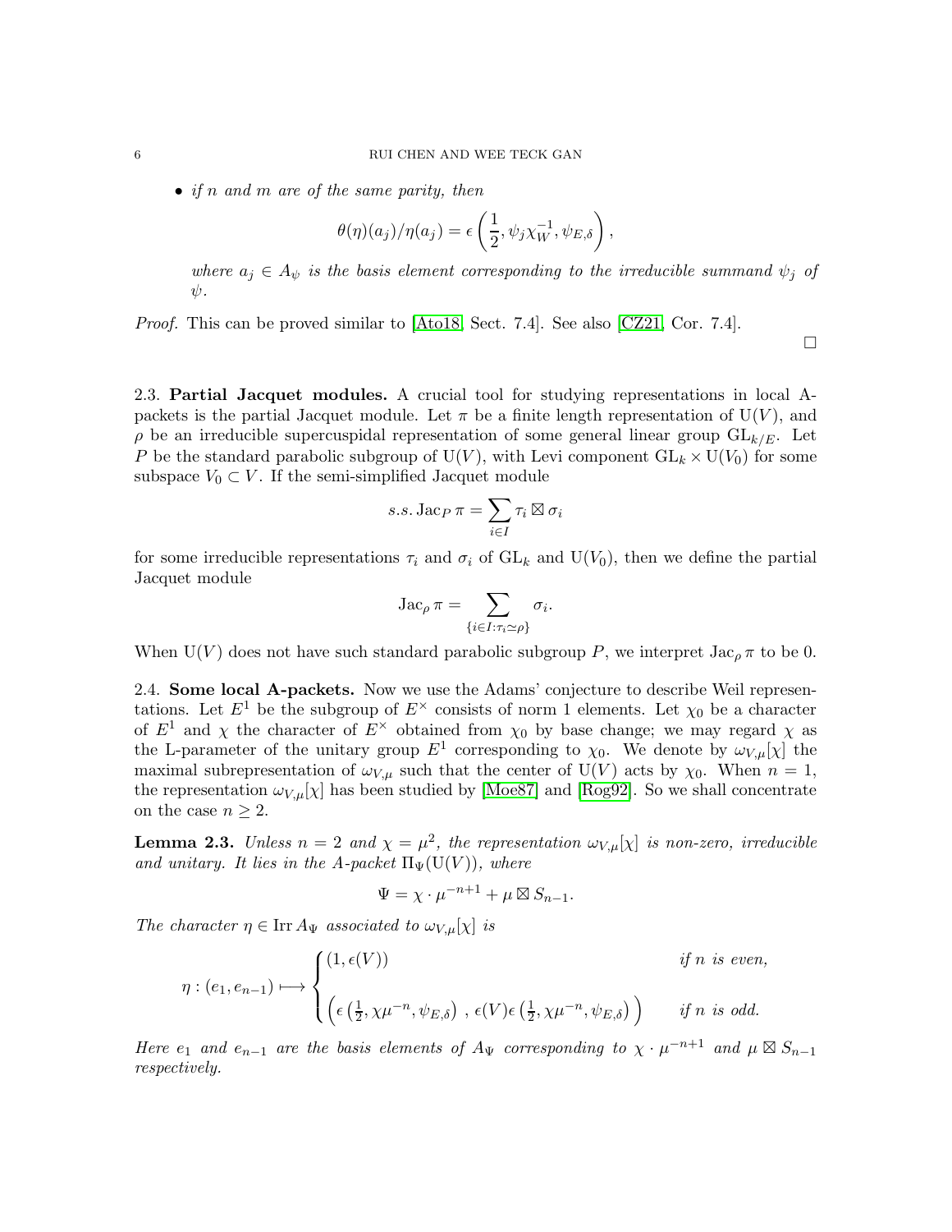- *if $n$ and $m$ are of the same parity, then*

$$\theta(\eta)(a_j)/\eta(a_j) = \epsilon\left(\frac{1}{2}, \psi_j \chi_W^{-1}, \psi_{E,\delta}\right),$$

*where $a_j \in A_\psi$ is the basis element corresponding to the irreducible summand $\psi_j$ of $\psi$.*

*Proof.* This can be proved similar to [Ato18, Sect. 7.4]. See also [CZ21, Cor. 7.4]. $\square$

2.3. **Partial Jacquet modules.** A crucial tool for studying representations in local A-packets is the partial Jacquet module. Let $\pi$ be a finite length representation of $\mathrm{U}(V)$, and $\rho$ be an irreducible supercuspidal representation of some general linear group $\mathrm{GL}_{k/E}$. Let $P$ be the standard parabolic subgroup of $\mathrm{U}(V)$, with Levi component $\mathrm{GL}_k \times \mathrm{U}(V_0)$ for some subspace $V_0 \subset V$. If the semi-simplified Jacquet module

$$s.s. \operatorname{Jac}_P \pi = \sum_{i \in I} \tau_i \boxtimes \sigma_i$$

for some irreducible representations $\tau_i$ and $\sigma_i$ of $\mathrm{GL}_k$ and $\mathrm{U}(V_0)$, then we define the partial Jacquet module

$$\operatorname{Jac}_\rho \pi = \sum_{\{i \in I : \tau_i \simeq \rho\}} \sigma_i.$$

When $\mathrm{U}(V)$ does not have such standard parabolic subgroup $P$, we interpret $\operatorname{Jac}_\rho \pi$ to be 0.

2.4. **Some local A-packets.** Now we use the Adams' conjecture to describe Weil representations. Let $E^1$ be the subgroup of $E^\times$ consists of norm 1 elements. Let $\chi_0$ be a character of $E^1$ and $\chi$ the character of $E^\times$ obtained from $\chi_0$ by base change; we may regard $\chi$ as the L-parameter of the unitary group $E^1$ corresponding to $\chi_0$. We denote by $\omega_{V,\mu}[\chi]$ the maximal subrepresentation of $\omega_{V,\mu}$ such that the center of $\mathrm{U}(V)$ acts by $\chi_0$. When $n = 1$, the representation $\omega_{V,\mu}[\chi]$ has been studied by [Moe87] and [Rog92]. So we shall concentrate on the case $n \geq 2$.

**Lemma 2.3.** *Unless $n = 2$ and $\chi = \mu^2$, the representation $\omega_{V,\mu}[\chi]$ is non-zero, irreducible and unitary. It lies in the A-packet $\Pi_\Psi(\mathrm{U}(V))$, where*

$$\Psi = \chi \cdot \mu^{-n+1} + \mu \boxtimes S_{n-1}.$$

*The character $\eta \in \operatorname{Irr} A_\Psi$ associated to $\omega_{V,\mu}[\chi]$ is*

$$\eta : (e_1, e_{n-1}) \longmapsto \begin{cases} (1, \epsilon(V)) & \text{if } n \text{ is even,} \\ \left(\epsilon\left(\frac{1}{2}, \chi\mu^{-n}, \psi_{E,\delta}\right),\ \epsilon(V)\epsilon\left(\frac{1}{2}, \chi\mu^{-n}, \psi_{E,\delta}\right)\right) & \text{if } n \text{ is odd.} \end{cases}$$

*Here $e_1$ and $e_{n-1}$ are the basis elements of $A_\Psi$ corresponding to $\chi \cdot \mu^{-n+1}$ and $\mu \boxtimes S_{n-1}$ respectively.*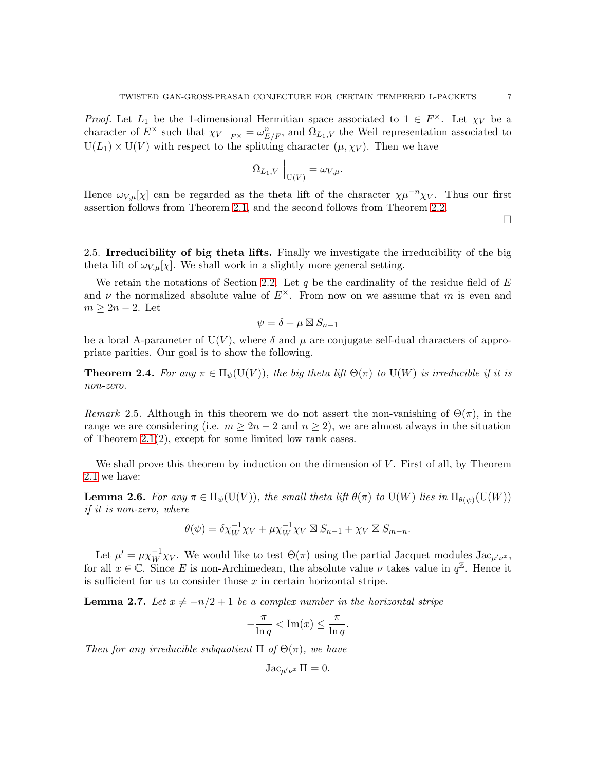*Proof.* Let $L_1$ be the 1-dimensional Hermitian space associated to $1 \in F^\times$. Let $\chi_V$ be a character of $E^\times$ such that $\chi_V \big|_{F^\times} = \omega_{E/F}^n$, and $\Omega_{L_1,V}$ the Weil representation associated to $\mathrm{U}(L_1) \times \mathrm{U}(V)$ with respect to the splitting character $(\mu, \chi_V)$. Then we have

$$\Omega_{L_1,V}\Big|_{\mathrm{U}(V)} = \omega_{V,\mu}.$$

Hence $\omega_{V,\mu}[\chi]$ can be regarded as the theta lift of the character $\chi\mu^{-n}\chi_V$. Thus our first assertion follows from Theorem 2.1, and the second follows from Theorem 2.2.

□

2.5. **Irreducibility of big theta lifts.** Finally we investigate the irreducibility of the big theta lift of $\omega_{V,\mu}[\chi]$. We shall work in a slightly more general setting.

We retain the notations of Section 2.2. Let $q$ be the cardinality of the residue field of $E$ and $\nu$ the normalized absolute value of $E^\times$. From now on we assume that $m$ is even and $m \geq 2n-2$. Let

$$\psi = \delta + \mu \boxtimes S_{n-1}$$

be a local A-parameter of $\mathrm{U}(V)$, where $\delta$ and $\mu$ are conjugate self-dual characters of appropriate parities. Our goal is to show the following.

**Theorem 2.4.** *For any $\pi \in \Pi_\psi(\mathrm{U}(V))$, the big theta lift $\Theta(\pi)$ to $\mathrm{U}(W)$ is irreducible if it is non-zero.*

*Remark* 2.5. Although in this theorem we do not assert the non-vanishing of $\Theta(\pi)$, in the range we are considering (i.e. $m \geq 2n-2$ and $n \geq 2$), we are almost always in the situation of Theorem 2.1(2), except for some limited low rank cases.

We shall prove this theorem by induction on the dimension of $V$. First of all, by Theorem 2.1 we have:

**Lemma 2.6.** *For any $\pi \in \Pi_\psi(\mathrm{U}(V))$, the small theta lift $\theta(\pi)$ to $\mathrm{U}(W)$ lies in $\Pi_{\theta(\psi)}(\mathrm{U}(W))$ if it is non-zero, where*

$$\theta(\psi) = \delta\chi_W^{-1}\chi_V + \mu\chi_W^{-1}\chi_V \boxtimes S_{n-1} + \chi_V \boxtimes S_{m-n}.$$

Let $\mu' = \mu\chi_W^{-1}\chi_V$. We would like to test $\Theta(\pi)$ using the partial Jacquet modules $\mathrm{Jac}_{\mu'\nu^x}$, for all $x \in \mathbb{C}$. Since $E$ is non-Archimedean, the absolute value $\nu$ takes value in $q^{\mathbb{Z}}$. Hence it is sufficient for us to consider those $x$ in certain horizontal stripe.

**Lemma 2.7.** *Let $x \neq -n/2+1$ be a complex number in the horizontal stripe*

$$-\frac{\pi}{\ln q} < \mathrm{Im}(x) \leq \frac{\pi}{\ln q}.$$

*Then for any irreducible subquotient $\Pi$ of $\Theta(\pi)$, we have*

$$\mathrm{Jac}_{\mu'\nu^x}\,\Pi = 0.$$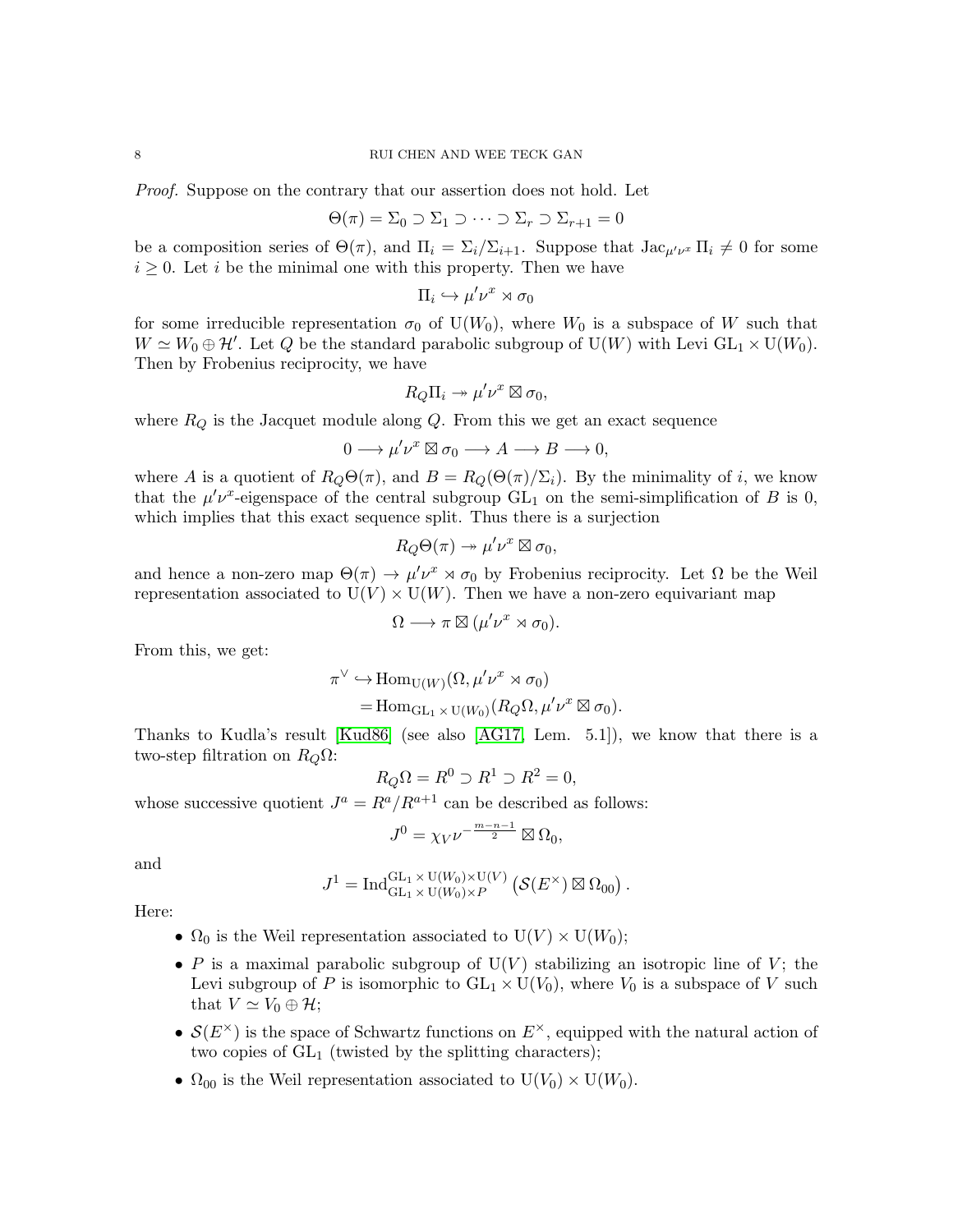*Proof.* Suppose on the contrary that our assertion does not hold. Let

$$\Theta(\pi) = \Sigma_0 \supset \Sigma_1 \supset \cdots \supset \Sigma_r \supset \Sigma_{r+1} = 0$$

be a composition series of $\Theta(\pi)$, and $\Pi_i = \Sigma_i/\Sigma_{i+1}$. Suppose that $\mathrm{Jac}_{\mu'\nu^x} \Pi_i \neq 0$ for some $i \geq 0$. Let $i$ be the minimal one with this property. Then we have

$$\Pi_i \hookrightarrow \mu'\nu^x \rtimes \sigma_0$$

for some irreducible representation $\sigma_0$ of $\mathrm{U}(W_0)$, where $W_0$ is a subspace of $W$ such that $W \simeq W_0 \oplus \mathcal{H}'$. Let $Q$ be the standard parabolic subgroup of $\mathrm{U}(W)$ with Levi $\mathrm{GL}_1 \times \mathrm{U}(W_0)$. Then by Frobenius reciprocity, we have

$$R_Q\Pi_i \twoheadrightarrow \mu'\nu^x \boxtimes \sigma_0,$$

where $R_Q$ is the Jacquet module along $Q$. From this we get an exact sequence

$$0 \longrightarrow \mu'\nu^x \boxtimes \sigma_0 \longrightarrow A \longrightarrow B \longrightarrow 0,$$

where $A$ is a quotient of $R_Q\Theta(\pi)$, and $B = R_Q(\Theta(\pi)/\Sigma_i)$. By the minimality of $i$, we know that the $\mu'\nu^x$-eigenspace of the central subgroup $\mathrm{GL}_1$ on the semi-simplification of $B$ is 0, which implies that this exact sequence split. Thus there is a surjection

$$R_Q\Theta(\pi) \twoheadrightarrow \mu'\nu^x \boxtimes \sigma_0,$$

and hence a non-zero map $\Theta(\pi) \to \mu'\nu^x \rtimes \sigma_0$ by Frobenius reciprocity. Let $\Omega$ be the Weil representation associated to $\mathrm{U}(V) \times \mathrm{U}(W)$. Then we have a non-zero equivariant map

$$\Omega \longrightarrow \pi \boxtimes (\mu'\nu^x \rtimes \sigma_0).$$

From this, we get:

$$\begin{aligned}
\pi^\vee &\hookrightarrow \mathrm{Hom}_{\mathrm{U}(W)}(\Omega, \mu'\nu^x \rtimes \sigma_0) \\
&= \mathrm{Hom}_{\mathrm{GL}_1 \times \mathrm{U}(W_0)}(R_Q\Omega, \mu'\nu^x \boxtimes \sigma_0).
\end{aligned}$$

Thanks to Kudla's result [Kud86] (see also [AG17, Lem. 5.1]), we know that there is a two-step filtration on $R_Q\Omega$:

$$R_Q\Omega = R^0 \supset R^1 \supset R^2 = 0,$$

whose successive quotient $J^a = R^a/R^{a+1}$ can be described as follows:

$$J^0 = \chi_V \nu^{-\frac{m-n-1}{2}} \boxtimes \Omega_0,$$

and

$$J^1 = \mathrm{Ind}_{\mathrm{GL}_1 \times \mathrm{U}(W_0) \times P}^{\mathrm{GL}_1 \times \mathrm{U}(W_0) \times \mathrm{U}(V)} \left( \mathcal{S}(E^\times) \boxtimes \Omega_{00} \right).$$

Here:

- $\Omega_0$ is the Weil representation associated to $\mathrm{U}(V) \times \mathrm{U}(W_0)$;
- $P$ is a maximal parabolic subgroup of $\mathrm{U}(V)$ stabilizing an isotropic line of $V$; the Levi subgroup of $P$ is isomorphic to $\mathrm{GL}_1 \times \mathrm{U}(V_0)$, where $V_0$ is a subspace of $V$ such that $V \simeq V_0 \oplus \mathcal{H}$;
- $\mathcal{S}(E^\times)$ is the space of Schwartz functions on $E^\times$, equipped with the natural action of two copies of $\mathrm{GL}_1$ (twisted by the splitting characters);
- $\Omega_{00}$ is the Weil representation associated to $\mathrm{U}(V_0) \times \mathrm{U}(W_0)$.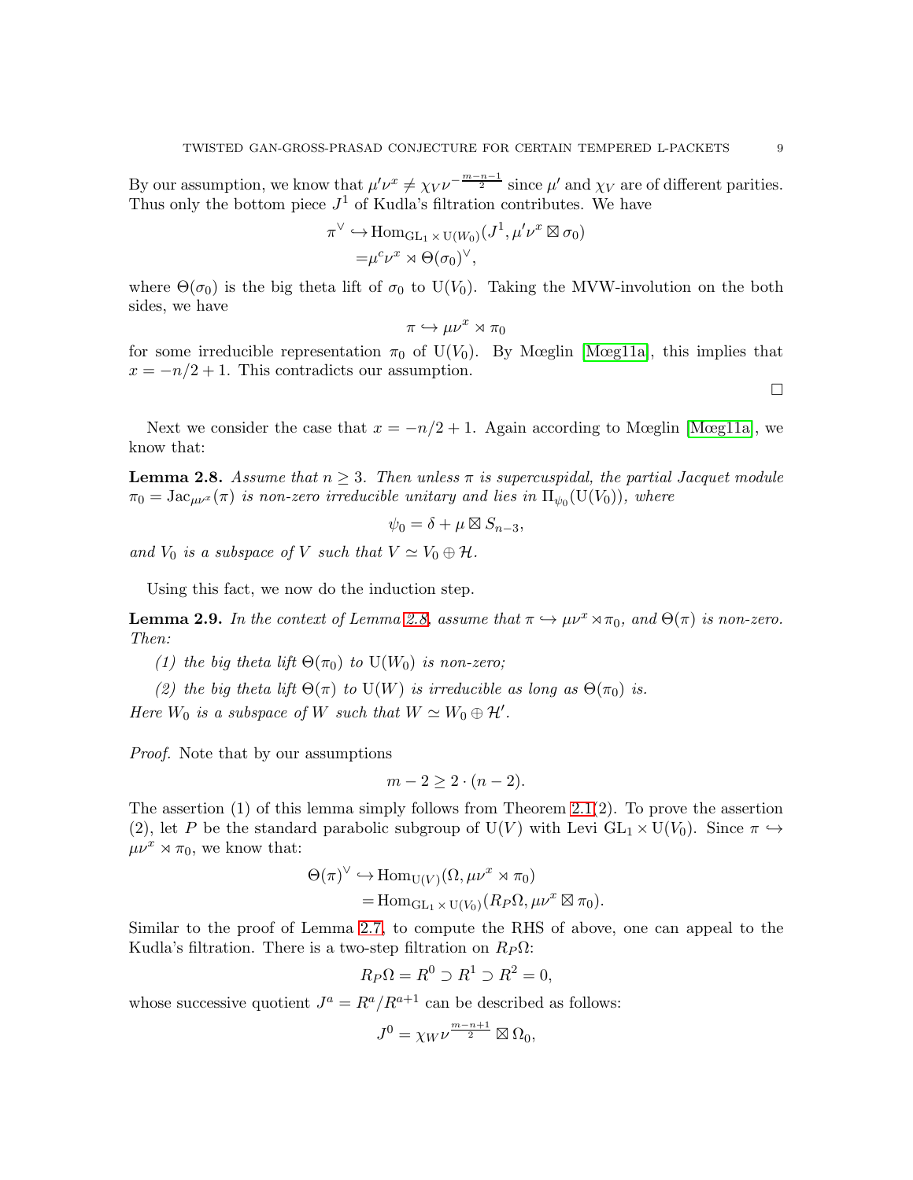By our assumption, we know that $\mu'\nu^x \neq \chi_V \nu^{-\frac{m-n-1}{2}}$ since $\mu'$ and $\chi_V$ are of different parities. Thus only the bottom piece $J^1$ of Kudla's filtration contributes. We have

$$\begin{aligned}\pi^\vee \hookrightarrow & \operatorname{Hom}_{\mathrm{GL}_1 \times \mathrm{U}(W_0)}(J^1, \mu'\nu^x \boxtimes \sigma_0) \\ =& \mu^c \nu^x \rtimes \Theta(\sigma_0)^\vee,\end{aligned}$$

where $\Theta(\sigma_0)$ is the big theta lift of $\sigma_0$ to $\mathrm{U}(V_0)$. Taking the MVW-involution on the both sides, we have

$$\pi \hookrightarrow \mu\nu^x \rtimes \pi_0$$

for some irreducible representation $\pi_0$ of $\mathrm{U}(V_0)$. By Mœglin [Mœg11a], this implies that $x = -n/2 + 1$. This contradicts our assumption.

∎

Next we consider the case that $x = -n/2 + 1$. Again according to Mœglin [Mœg11a], we know that:

**Lemma 2.8.** *Assume that $n \geq 3$. Then unless $\pi$ is supercuspidal, the partial Jacquet module $\pi_0 = \mathrm{Jac}_{\mu\nu^x}(\pi)$ is non-zero irreducible unitary and lies in $\Pi_{\psi_0}(\mathrm{U}(V_0))$, where*

$$\psi_0 = \delta + \mu \boxtimes S_{n-3},$$

*and $V_0$ is a subspace of $V$ such that $V \simeq V_0 \oplus \mathcal{H}$.*

Using this fact, we now do the induction step.

**Lemma 2.9.** *In the context of Lemma 2.8, assume that $\pi \hookrightarrow \mu\nu^x \rtimes \pi_0$, and $\Theta(\pi)$ is non-zero. Then:*

*(1) the big theta lift $\Theta(\pi_0)$ to $\mathrm{U}(W_0)$ is non-zero;*

*(2) the big theta lift $\Theta(\pi)$ to $\mathrm{U}(W)$ is irreducible as long as $\Theta(\pi_0)$ is.*

*Here $W_0$ is a subspace of $W$ such that $W \simeq W_0 \oplus \mathcal{H}'$.*

*Proof.* Note that by our assumptions

$$m - 2 \geq 2 \cdot (n-2).$$

The assertion (1) of this lemma simply follows from Theorem 2.1(2). To prove the assertion (2), let $P$ be the standard parabolic subgroup of $\mathrm{U}(V)$ with Levi $\mathrm{GL}_1 \times \mathrm{U}(V_0)$. Since $\pi \hookrightarrow \mu\nu^x \rtimes \pi_0$, we know that:

$$\begin{aligned}\Theta(\pi)^\vee \hookrightarrow & \operatorname{Hom}_{\mathrm{U}(V)}(\Omega, \mu\nu^x \rtimes \pi_0) \\ =& \operatorname{Hom}_{\mathrm{GL}_1 \times \mathrm{U}(V_0)}(R_P\Omega, \mu\nu^x \boxtimes \pi_0).\end{aligned}$$

Similar to the proof of Lemma 2.7, to compute the RHS of above, one can appeal to the Kudla's filtration. There is a two-step filtration on $R_P\Omega$:

$$R_P\Omega = R^0 \supset R^1 \supset R^2 = 0,$$

whose successive quotient $J^a = R^a/R^{a+1}$ can be described as follows:

$$J^0 = \chi_W \nu^{\frac{m-n+1}{2}} \boxtimes \Omega_0,$$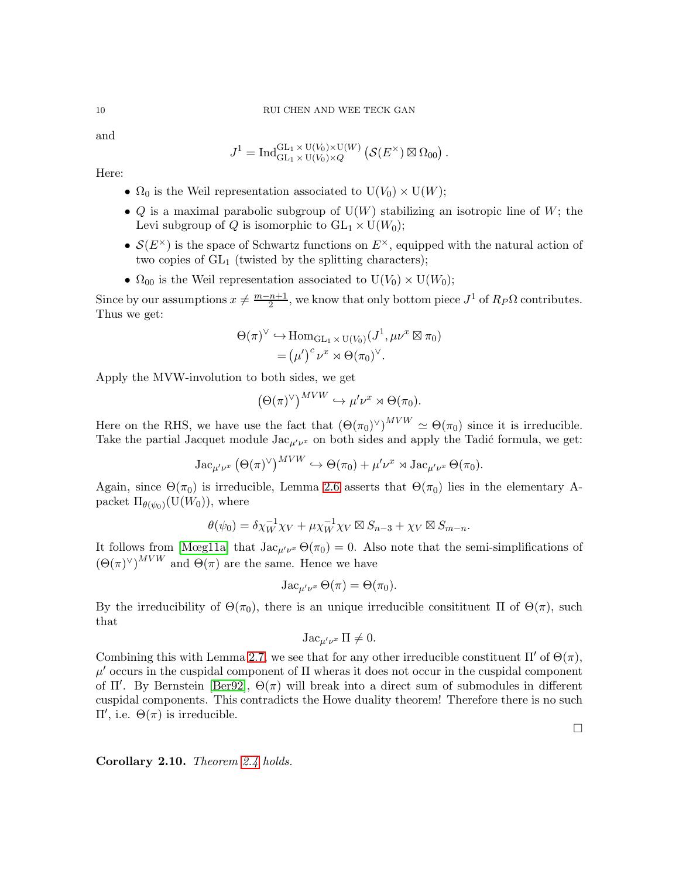and

$$J^1 = \mathrm{Ind}_{\mathrm{GL}_1 \times \mathrm{U}(V_0) \times Q}^{\mathrm{GL}_1 \times \mathrm{U}(V_0) \times \mathrm{U}(W)} \left( \mathcal{S}(E^\times) \boxtimes \Omega_{00} \right).$$

Here:

- $\Omega_0$ is the Weil representation associated to $\mathrm{U}(V_0) \times \mathrm{U}(W)$;
- $Q$ is a maximal parabolic subgroup of $\mathrm{U}(W)$ stabilizing an isotropic line of $W$; the Levi subgroup of $Q$ is isomorphic to $\mathrm{GL}_1 \times \mathrm{U}(W_0)$;
- $\mathcal{S}(E^\times)$ is the space of Schwartz functions on $E^\times$, equipped with the natural action of two copies of $\mathrm{GL}_1$ (twisted by the splitting characters);
- $\Omega_{00}$ is the Weil representation associated to $\mathrm{U}(V_0) \times \mathrm{U}(W_0)$;

Since by our assumptions $x \neq \frac{m-n+1}{2}$, we know that only bottom piece $J^1$ of $R_P \Omega$ contributes. Thus we get:

$$\begin{aligned}
\Theta(\pi)^\vee &\hookrightarrow \mathrm{Hom}_{\mathrm{GL}_1 \times \mathrm{U}(V_0)}(J^1, \mu\nu^x \boxtimes \pi_0) \\
&= \left(\mu'\right)^c \nu^x \rtimes \Theta(\pi_0)^\vee.
\end{aligned}$$

Apply the MVW-involution to both sides, we get

$$\left(\Theta(\pi)^\vee\right)^{MVW} \hookrightarrow \mu'\nu^x \rtimes \Theta(\pi_0).$$

Here on the RHS, we have use the fact that $\left(\Theta(\pi_0)^\vee\right)^{MVW} \simeq \Theta(\pi_0)$ since it is irreducible. Take the partial Jacquet module $\mathrm{Jac}_{\mu'\nu^x}$ on both sides and apply the Tadić formula, we get:

$$\mathrm{Jac}_{\mu'\nu^x} \left(\Theta(\pi)^\vee\right)^{MVW} \hookrightarrow \Theta(\pi_0) + \mu'\nu^x \rtimes \mathrm{Jac}_{\mu'\nu^x} \Theta(\pi_0).$$

Again, since $\Theta(\pi_0)$ is irreducible, Lemma 2.6 asserts that $\Theta(\pi_0)$ lies in the elementary A-packet $\Pi_{\theta(\psi_0)}(\mathrm{U}(W_0))$, where

$$\theta(\psi_0) = \delta\chi_W^{-1}\chi_V + \mu\chi_W^{-1}\chi_V \boxtimes S_{n-3} + \chi_V \boxtimes S_{m-n}.$$

It follows from [Mœg11a] that $\mathrm{Jac}_{\mu'\nu^x} \Theta(\pi_0) = 0$. Also note that the semi-simplifications of $\left(\Theta(\pi)^\vee\right)^{MVW}$ and $\Theta(\pi)$ are the same. Hence we have

$$\mathrm{Jac}_{\mu'\nu^x} \Theta(\pi) = \Theta(\pi_0).$$

By the irreducibility of $\Theta(\pi_0)$, there is an unique irreducible consitituent $\Pi$ of $\Theta(\pi)$, such that

$$\mathrm{Jac}_{\mu'\nu^x} \Pi \neq 0.$$

Combining this with Lemma 2.7, we see that for any other irreducible constituent $\Pi'$ of $\Theta(\pi)$, $\mu'$ occurs in the cuspidal component of $\Pi$ wheras it does not occur in the cuspidal component of $\Pi'$. By Bernstein [Ber92], $\Theta(\pi)$ will break into a direct sum of submodules in different cuspidal components. This contradicts the Howe duality theorem! Therefore there is no such $\Pi'$, i.e. $\Theta(\pi)$ is irreducible.

□

**Corollary 2.10.** *Theorem 2.4 holds.*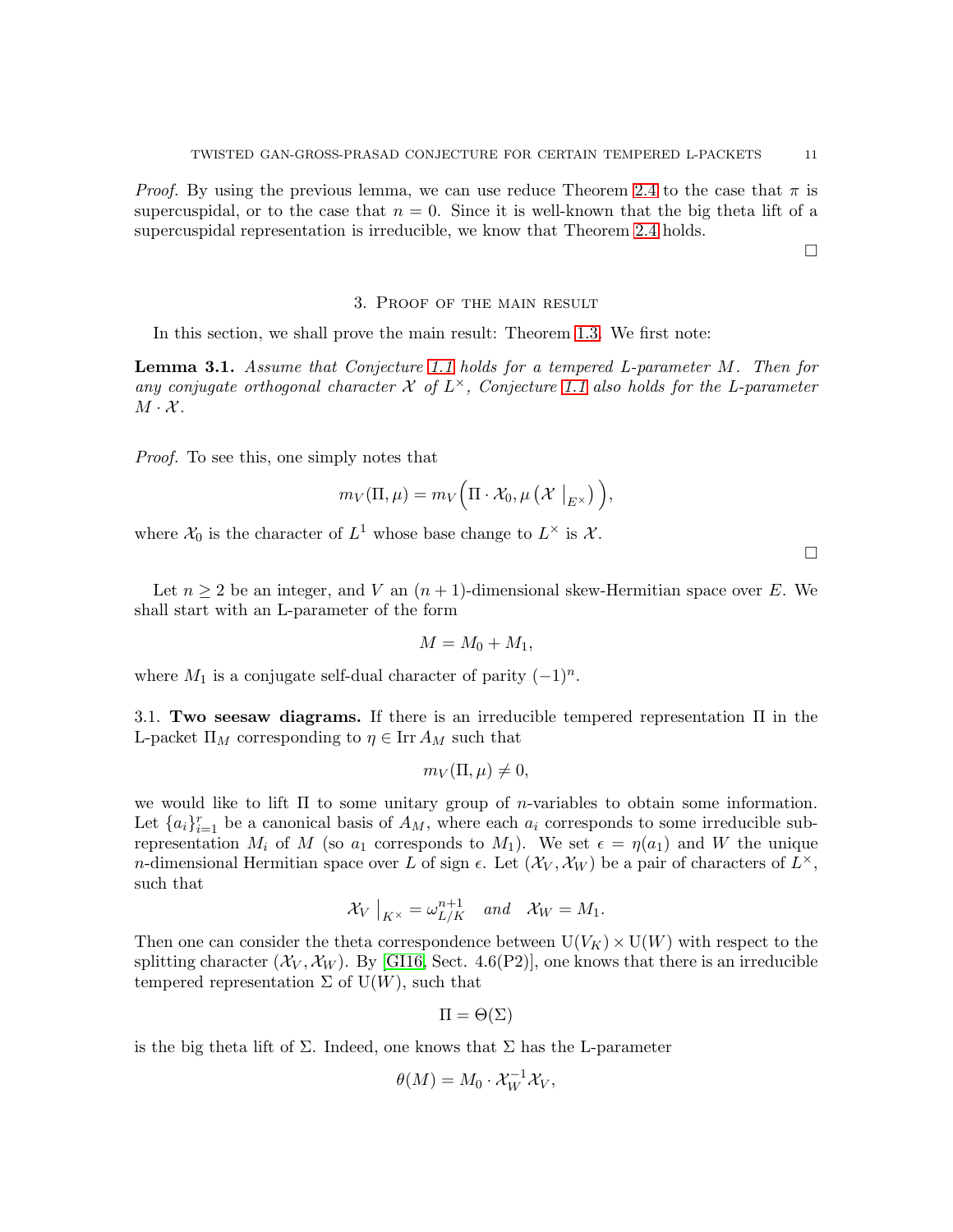*Proof.* By using the previous lemma, we can use reduce Theorem 2.4 to the case that $\pi$ is supercuspidal, or to the case that $n = 0$. Since it is well-known that the big theta lift of a supercuspidal representation is irreducible, we know that Theorem 2.4 holds.

$\square$

## 3. Proof of the main result

In this section, we shall prove the main result: Theorem 1.3. We first note:

**Lemma 3.1.** *Assume that Conjecture 1.1 holds for a tempered L-parameter $M$. Then for any conjugate orthogonal character $\mathcal{X}$ of $L^\times$, Conjecture 1.1 also holds for the L-parameter $M \cdot \mathcal{X}$.*

*Proof.* To see this, one simply notes that

$$m_V(\Pi, \mu) = m_V\Big(\Pi \cdot \mathcal{X}_0, \mu\left(\mathcal{X} \mid_{E^\times}\right)\Big),$$

where $\mathcal{X}_0$ is the character of $L^1$ whose base change to $L^\times$ is $\mathcal{X}$.

$\square$

Let $n \geq 2$ be an integer, and $V$ an $(n+1)$-dimensional skew-Hermitian space over $E$. We shall start with an L-parameter of the form

$$M = M_0 + M_1,$$

where $M_1$ is a conjugate self-dual character of parity $(-1)^n$.

### 3.1. Two seesaw diagrams.

If there is an irreducible tempered representation $\Pi$ in the L-packet $\Pi_M$ corresponding to $\eta \in \operatorname{Irr} A_M$ such that

$$m_V(\Pi, \mu) \neq 0,$$

we would like to lift $\Pi$ to some unitary group of $n$-variables to obtain some information. Let $\{a_i\}_{i=1}^r$ be a canonical basis of $A_M$, where each $a_i$ corresponds to some irreducible subrepresentation $M_i$ of $M$ (so $a_1$ corresponds to $M_1$). We set $\epsilon = \eta(a_1)$ and $W$ the unique $n$-dimensional Hermitian space over $L$ of sign $\epsilon$. Let $(\mathcal{X}_V, \mathcal{X}_W)$ be a pair of characters of $L^\times$, such that

$$\mathcal{X}_V \mid_{K^\times} = \omega_{L/K}^{n+1} \quad \textit{and} \quad \mathcal{X}_W = M_1.$$

Then one can consider the theta correspondence between $\mathrm{U}(V_K) \times \mathrm{U}(W)$ with respect to the splitting character $(\mathcal{X}_V, \mathcal{X}_W)$. By [GI16, Sect. 4.6(P2)], one knows that there is an irreducible tempered representation $\Sigma$ of $\mathrm{U}(W)$, such that

$$\Pi = \Theta(\Sigma)$$

is the big theta lift of $\Sigma$. Indeed, one knows that $\Sigma$ has the L-parameter

$$\theta(M) = M_0 \cdot \mathcal{X}_W^{-1} \mathcal{X}_V,$$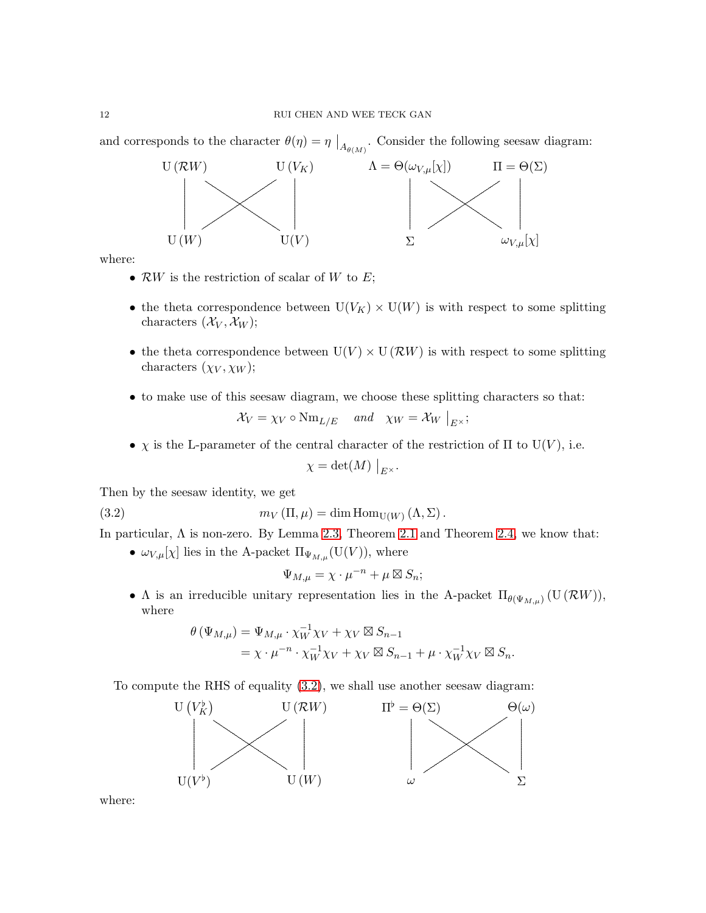and corresponds to the character $\theta(\eta) = \eta \big|_{A_{\theta(M)}}$. Consider the following seesaw diagram:

$$
\begin{array}{ccccccc}
\mathrm{U}(\mathcal{R}W) & & \mathrm{U}(V_K) & \qquad & \Lambda = \Theta(\omega_{V,\mu}[\chi]) & & \Pi = \Theta(\Sigma) \\
| & \times & | & & | & \times & | \\
\mathrm{U}(W) & & \mathrm{U}(V) & & \Sigma & & \omega_{V,\mu}[\chi]
\end{array}
$$

where:

- $\mathcal{R}W$ is the restriction of scalar of $W$ to $E$;
- the theta correspondence between $\mathrm{U}(V_K) \times \mathrm{U}(W)$ is with respect to some splitting characters $(\mathcal{X}_V, \mathcal{X}_W)$;
- the theta correspondence between $\mathrm{U}(V) \times \mathrm{U}(\mathcal{R}W)$ is with respect to some splitting characters $(\chi_V, \chi_W)$;
- to make use of this seesaw diagram, we choose these splitting characters so that:
$$\mathcal{X}_V = \chi_V \circ \mathrm{Nm}_{L/E} \quad \textit{and} \quad \chi_W = \mathcal{X}_W \big|_{E^\times};$$
- $\chi$ is the L-parameter of the central character of the restriction of $\Pi$ to $\mathrm{U}(V)$, i.e.
$$\chi = \det(M) \big|_{E^\times}.$$

Then by the seesaw identity, we get

$$m_V(\Pi, \mu) = \dim \mathrm{Hom}_{\mathrm{U}(W)}(\Lambda, \Sigma). \tag{3.2}$$

In particular, $\Lambda$ is non-zero. By Lemma 2.3, Theorem 2.1 and Theorem 2.4, we know that:

- $\omega_{V,\mu}[\chi]$ lies in the A-packet $\Pi_{\Psi_{M,\mu}}(\mathrm{U}(V))$, where
$$\Psi_{M,\mu} = \chi \cdot \mu^{-n} + \mu \boxtimes S_n;$$
- $\Lambda$ is an irreducible unitary representation lies in the A-packet $\Pi_{\theta(\Psi_{M,\mu})}(\mathrm{U}(\mathcal{R}W))$, where
$$\begin{aligned}
\theta(\Psi_{M,\mu}) &= \Psi_{M,\mu} \cdot \chi_W^{-1}\chi_V + \chi_V \boxtimes S_{n-1} \\
&= \chi \cdot \mu^{-n} \cdot \chi_W^{-1}\chi_V + \chi_V \boxtimes S_{n-1} + \mu \cdot \chi_W^{-1}\chi_V \boxtimes S_n.
\end{aligned}$$

To compute the RHS of equality (3.2), we shall use another seesaw diagram:

$$
\begin{array}{ccccccc}
\mathrm{U}(V_K^\flat) & & \mathrm{U}(\mathcal{R}W) & \qquad & \Pi^\flat = \Theta(\Sigma) & & \Theta(\omega) \\
| & \times & | & & | & \times & | \\
\mathrm{U}(V^\flat) & & \mathrm{U}(W) & & \omega & & \Sigma
\end{array}
$$

where: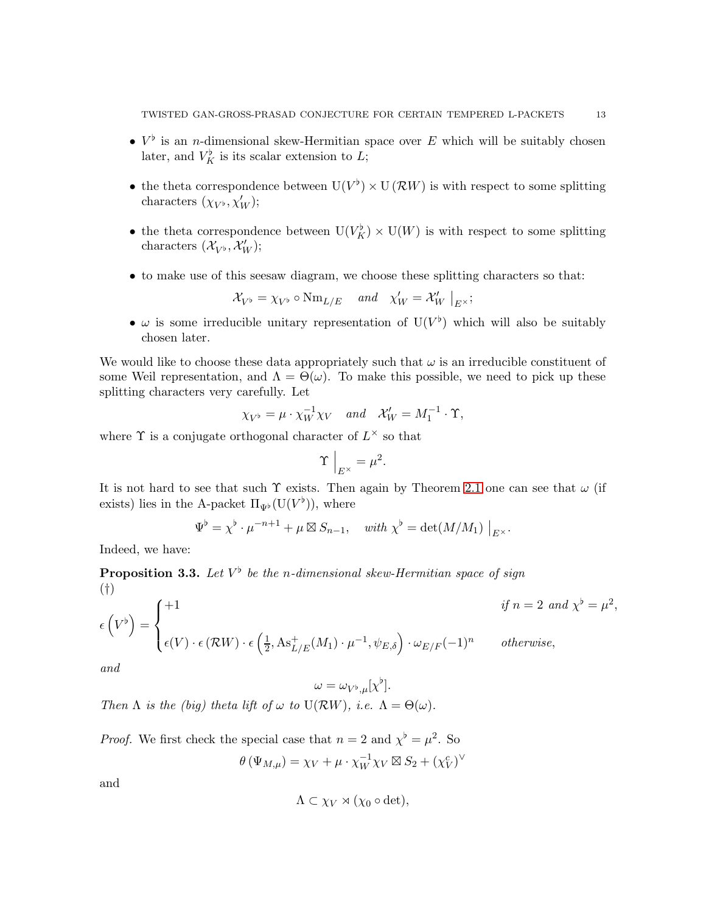- $V^\flat$ is an $n$-dimensional skew-Hermitian space over $E$ which will be suitably chosen later, and $V^\flat_K$ is its scalar extension to $L$;

- the theta correspondence between $\mathrm{U}(V^\flat) \times \mathrm{U}(\mathcal{R}W)$ is with respect to some splitting characters $(\chi_{V^\flat}, \chi'_W)$;

- the theta correspondence between $\mathrm{U}(V^\flat_K) \times \mathrm{U}(W)$ is with respect to some splitting characters $(\mathcal{X}_{V^\flat}, \mathcal{X}'_W)$;

- to make use of this seesaw diagram, we choose these splitting characters so that:
$$\mathcal{X}_{V^\flat} = \chi_{V^\flat} \circ \mathrm{Nm}_{L/E} \quad \textit{and} \quad \chi'_W = \mathcal{X}'_W \Big|_{E^\times};$$

- $\omega$ is some irreducible unitary representation of $\mathrm{U}(V^\flat)$ which will also be suitably chosen later.

We would like to choose these data appropriately such that $\omega$ is an irreducible constituent of some Weil representation, and $\Lambda = \Theta(\omega)$. To make this possible, we need to pick up these splitting characters very carefully. Let
$$\chi_{V^\flat} = \mu \cdot \chi_W^{-1}\chi_V \quad \textit{and} \quad \mathcal{X}'_W = M_1^{-1} \cdot \Upsilon,$$
where $\Upsilon$ is a conjugate orthogonal character of $L^\times$ so that
$$\Upsilon \Big|_{E^\times} = \mu^2.$$
It is not hard to see that such $\Upsilon$ exists. Then again by Theorem 2.1 one can see that $\omega$ (if exists) lies in the A-packet $\Pi_{\Psi^\flat}(\mathrm{U}(V^\flat))$, where
$$\Psi^\flat = \chi^\flat \cdot \mu^{-n+1} + \mu \boxtimes S_{n-1}, \quad \textit{with } \chi^\flat = \det(M/M_1) \Big|_{E^\times}.$$
Indeed, we have:

**Proposition 3.3.** *Let $V^\flat$ be the $n$-dimensional skew-Hermitian space of sign* (†)
$$\epsilon\left(V^\flat\right) = \begin{cases} +1 & \textit{if } n = 2 \textit{ and } \chi^\flat = \mu^2, \\ \epsilon(V) \cdot \epsilon\left(\mathcal{R}W\right) \cdot \epsilon\left(\frac{1}{2}, \mathrm{As}^+_{L/E}(M_1) \cdot \mu^{-1}, \psi_{E,\delta}\right) \cdot \omega_{E/F}(-1)^n & \textit{otherwise}, \end{cases}$$
*and*
$$\omega = \omega_{V^\flat,\mu}[\chi^\flat].$$
*Then $\Lambda$ is the (big) theta lift of $\omega$ to $\mathrm{U}(\mathcal{R}W)$, i.e. $\Lambda = \Theta(\omega)$.*

*Proof.* We first check the special case that $n = 2$ and $\chi^\flat = \mu^2$. So
$$\theta\left(\Psi_{M,\mu}\right) = \chi_V + \mu \cdot \chi_W^{-1}\chi_V \boxtimes S_2 + (\chi_V^c)^\vee$$
and
$$\Lambda \subset \chi_V \rtimes (\chi_0 \circ \det),$$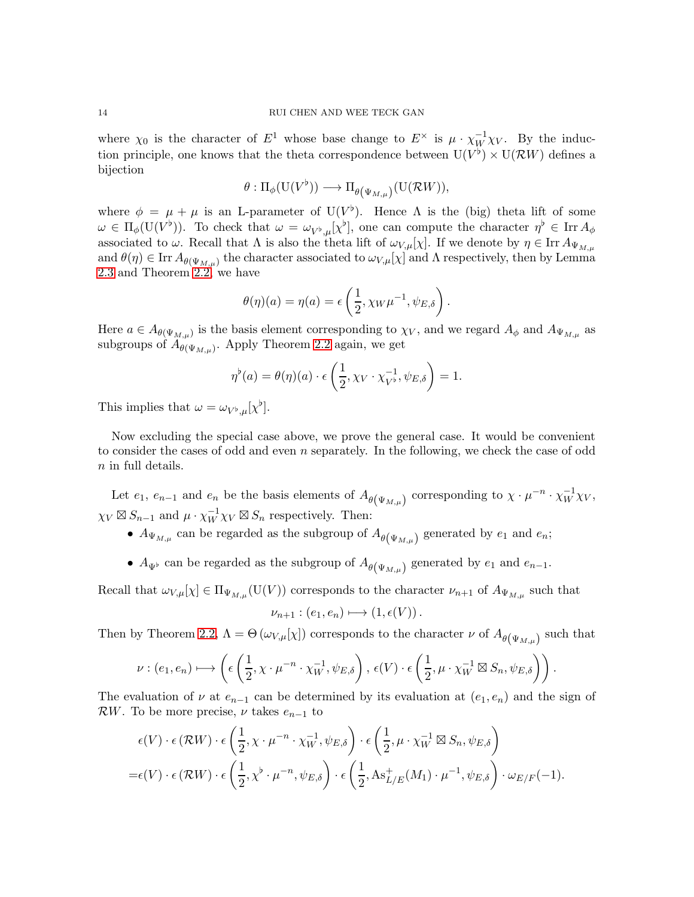where $\chi_0$ is the character of $E^1$ whose base change to $E^\times$ is $\mu \cdot \chi_W^{-1}\chi_V$. By the induction principle, one knows that the theta correspondence between $\mathrm{U}(V^\flat) \times \mathrm{U}(\mathcal{R}W)$ defines a bijection

$$\theta : \Pi_\phi(\mathrm{U}(V^\flat)) \longrightarrow \Pi_{\theta(\Psi_{M,\mu})}(\mathrm{U}(\mathcal{R}W)),$$

where $\phi = \mu + \mu$ is an L-parameter of $\mathrm{U}(V^\flat)$. Hence $\Lambda$ is the (big) theta lift of some $\omega \in \Pi_\phi(\mathrm{U}(V^\flat))$. To check that $\omega = \omega_{V^\flat,\mu}[\chi^\flat]$, one can compute the character $\eta^\flat \in \mathrm{Irr}\, A_\phi$ associated to $\omega$. Recall that $\Lambda$ is also the theta lift of $\omega_{V,\mu}[\chi]$. If we denote by $\eta \in \mathrm{Irr}\, A_{\Psi_{M,\mu}}$ and $\theta(\eta) \in \mathrm{Irr}\, A_{\theta(\Psi_{M,\mu})}$ the character associated to $\omega_{V,\mu}[\chi]$ and $\Lambda$ respectively, then by Lemma 2.3 and Theorem 2.2, we have

$$\theta(\eta)(a) = \eta(a) = \epsilon\left(\frac{1}{2}, \chi_W \mu^{-1}, \psi_{E,\delta}\right).$$

Here $a \in A_{\theta(\Psi_{M,\mu})}$ is the basis element corresponding to $\chi_V$, and we regard $A_\phi$ and $A_{\Psi_{M,\mu}}$ as subgroups of $A_{\theta(\Psi_{M,\mu})}$. Apply Theorem 2.2 again, we get

$$\eta^\flat(a) = \theta(\eta)(a) \cdot \epsilon\left(\frac{1}{2}, \chi_V \cdot \chi_{V^\flat}^{-1}, \psi_{E,\delta}\right) = 1.$$

This implies that $\omega = \omega_{V^\flat,\mu}[\chi^\flat]$.

Now excluding the special case above, we prove the general case. It would be convenient to consider the cases of odd and even $n$ separately. In the following, we check the case of odd $n$ in full details.

Let $e_1$, $e_{n-1}$ and $e_n$ be the basis elements of $A_{\theta(\Psi_{M,\mu})}$ corresponding to $\chi \cdot \mu^{-n} \cdot \chi_W^{-1}\chi_V$, $\chi_V \boxtimes S_{n-1}$ and $\mu \cdot \chi_W^{-1}\chi_V \boxtimes S_n$ respectively. Then:

- $A_{\Psi_{M,\mu}}$ can be regarded as the subgroup of $A_{\theta(\Psi_{M,\mu})}$ generated by $e_1$ and $e_n$;
- $A_{\Psi^\flat}$ can be regarded as the subgroup of $A_{\theta(\Psi_{M,\mu})}$ generated by $e_1$ and $e_{n-1}$.

Recall that $\omega_{V,\mu}[\chi] \in \Pi_{\Psi_{M,\mu}}(\mathrm{U}(V))$ corresponds to the character $\nu_{n+1}$ of $A_{\Psi_{M,\mu}}$ such that

$$\nu_{n+1} : (e_1, e_n) \longmapsto (1, \epsilon(V)).$$

Then by Theorem 2.2, $\Lambda = \Theta(\omega_{V,\mu}[\chi])$ corresponds to the character $\nu$ of $A_{\theta(\Psi_{M,\mu})}$ such that

$$\nu : (e_1, e_n) \longmapsto \left(\epsilon\left(\frac{1}{2}, \chi \cdot \mu^{-n} \cdot \chi_W^{-1}, \psi_{E,\delta}\right), \epsilon(V) \cdot \epsilon\left(\frac{1}{2}, \mu \cdot \chi_W^{-1} \boxtimes S_n, \psi_{E,\delta}\right)\right).$$

The evaluation of $\nu$ at $e_{n-1}$ can be determined by its evaluation at $(e_1, e_n)$ and the sign of $\mathcal{R}W$. To be more precise, $\nu$ takes $e_{n-1}$ to

$$\begin{aligned}
&\epsilon(V) \cdot \epsilon(\mathcal{R}W) \cdot \epsilon\left(\frac{1}{2}, \chi \cdot \mu^{-n} \cdot \chi_W^{-1}, \psi_{E,\delta}\right) \cdot \epsilon\left(\frac{1}{2}, \mu \cdot \chi_W^{-1} \boxtimes S_n, \psi_{E,\delta}\right) \\
=&\epsilon(V) \cdot \epsilon(\mathcal{R}W) \cdot \epsilon\left(\frac{1}{2}, \chi^\flat \cdot \mu^{-n}, \psi_{E,\delta}\right) \cdot \epsilon\left(\frac{1}{2}, \mathrm{As}^+_{L/E}(M_1) \cdot \mu^{-1}, \psi_{E,\delta}\right) \cdot \omega_{E/F}(-1).
\end{aligned}$$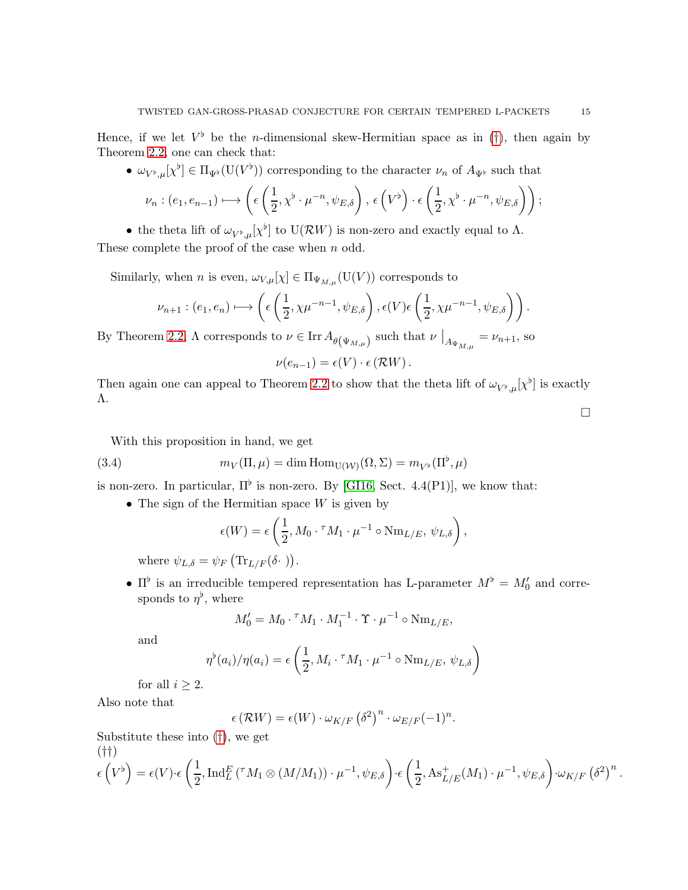Hence, if we let $V^\flat$ be the $n$-dimensional skew-Hermitian space as in (†), then again by Theorem 2.2, one can check that:

- $\omega_{V^\flat,\mu}[\chi^\flat] \in \Pi_{\Psi^\flat}(\mathrm{U}(V^\flat))$ corresponding to the character $\nu_n$ of $A_{\Psi^\flat}$ such that
$$\nu_n : (e_1, e_{n-1}) \longmapsto \left( \epsilon\left(\frac{1}{2}, \chi^\flat \cdot \mu^{-n}, \psi_{E,\delta}\right), \epsilon\left(V^\flat\right) \cdot \epsilon\left(\frac{1}{2}, \chi^\flat \cdot \mu^{-n}, \psi_{E,\delta}\right)\right);$$
- the theta lift of $\omega_{V^\flat,\mu}[\chi^\flat]$ to $\mathrm{U}(\mathcal{R}W)$ is non-zero and exactly equal to $\Lambda$.

These complete the proof of the case when $n$ odd.

Similarly, when $n$ is even, $\omega_{V,\mu}[\chi] \in \Pi_{\Psi_{M,\mu}}(\mathrm{U}(V))$ corresponds to
$$\nu_{n+1} : (e_1, e_n) \longmapsto \left( \epsilon\left(\frac{1}{2}, \chi\mu^{-n-1}, \psi_{E,\delta}\right), \epsilon(V)\epsilon\left(\frac{1}{2}, \chi\mu^{-n-1}, \psi_{E,\delta}\right)\right).$$
By Theorem 2.2, $\Lambda$ corresponds to $\nu \in \operatorname{Irr} A_{\theta(\Psi_{M,\mu})}$ such that $\nu \big|_{A_{\Psi_{M,\mu}}} = \nu_{n+1}$, so
$$\nu(e_{n-1}) = \epsilon(V) \cdot \epsilon\left(\mathcal{R}W\right).$$
Then again one can appeal to Theorem 2.2 to show that the theta lift of $\omega_{V^\flat,\mu}[\chi^\flat]$ is exactly $\Lambda$.

□

With this proposition in hand, we get

$$m_V(\Pi, \mu) = \dim \operatorname{Hom}_{\mathrm{U}(\mathcal{W})}(\Omega, \Sigma) = m_{V^\flat}(\Pi^\flat, \mu) \tag{3.4}$$

is non-zero. In particular, $\Pi^\flat$ is non-zero. By [GI16, Sect. 4.4(P1)], we know that:

- The sign of the Hermitian space $W$ is given by
$$\epsilon(W) = \epsilon\left(\frac{1}{2}, M_0 \cdot {}^\tau M_1 \cdot \mu^{-1} \circ \mathrm{Nm}_{L/E}, \psi_{L,\delta}\right),$$
where $\psi_{L,\delta} = \psi_F\left(\mathrm{Tr}_{L/F}(\delta\cdot\ )\right)$.
- $\Pi^\flat$ is an irreducible tempered representation has L-parameter $M^\flat = M_0'$ and corresponds to $\eta^\flat$, where
$$M_0' = M_0 \cdot {}^\tau M_1 \cdot M_1^{-1} \cdot \Upsilon \cdot \mu^{-1} \circ \mathrm{Nm}_{L/E},$$
and
$$\eta^\flat(a_i)/\eta(a_i) = \epsilon\left(\frac{1}{2}, M_i \cdot {}^\tau M_1 \cdot \mu^{-1} \circ \mathrm{Nm}_{L/E}, \psi_{L,\delta}\right)$$
for all $i \geq 2$.

Also note that
$$\epsilon\left(\mathcal{R}W\right) = \epsilon(W) \cdot \omega_{K/F}\left(\delta^2\right)^n \cdot \omega_{E/F}(-1)^n.$$
Substitute these into (†), we get

(††)
$$\epsilon\left(V^\flat\right) = \epsilon(V) \cdot \epsilon\left(\frac{1}{2}, \mathrm{Ind}_L^E\left({}^\tau M_1 \otimes (M/M_1)\right) \cdot \mu^{-1}, \psi_{E,\delta}\right) \cdot \epsilon\left(\frac{1}{2}, \mathrm{As}^+_{L/E}(M_1) \cdot \mu^{-1}, \psi_{E,\delta}\right) \cdot \omega_{K/F}\left(\delta^2\right)^n.$$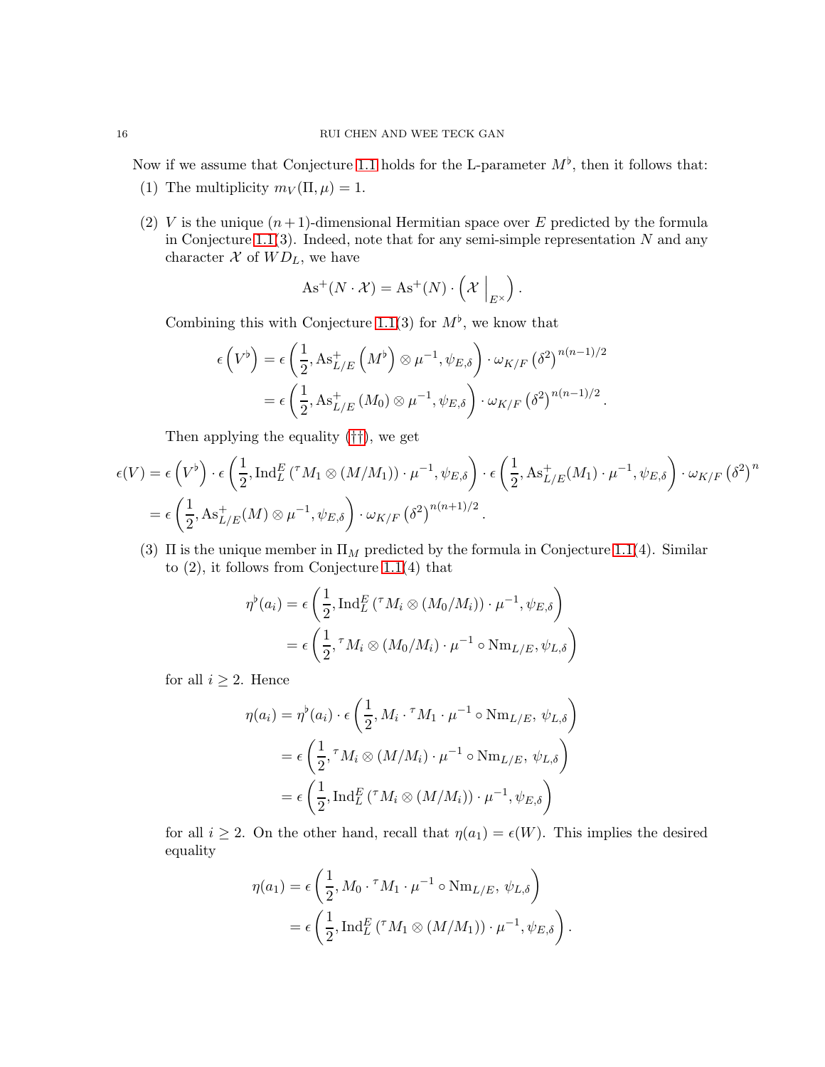Now if we assume that Conjecture 1.1 holds for the L-parameter $M^\flat$, then it follows that:

(1) The multiplicity $m_V(\Pi, \mu) = 1$.

(2) $V$ is the unique $(n+1)$-dimensional Hermitian space over $E$ predicted by the formula in Conjecture 1.1(3). Indeed, note that for any semi-simple representation $N$ and any character $\mathcal{X}$ of $WD_L$, we have

$$\mathrm{As}^+(N \cdot \mathcal{X}) = \mathrm{As}^+(N) \cdot \left( \mathcal{X} \Big|_{E^\times} \right).$$

Combining this with Conjecture 1.1(3) for $M^\flat$, we know that

$$\begin{aligned}
\epsilon\left(V^\flat\right) &= \epsilon\left(\frac{1}{2}, \mathrm{As}^+_{L/E}\left(M^\flat\right) \otimes \mu^{-1}, \psi_{E,\delta}\right) \cdot \omega_{K/F}\left(\delta^2\right)^{n(n-1)/2} \\
&= \epsilon\left(\frac{1}{2}, \mathrm{As}^+_{L/E}\left(M_0\right) \otimes \mu^{-1}, \psi_{E,\delta}\right) \cdot \omega_{K/F}\left(\delta^2\right)^{n(n-1)/2}.
\end{aligned}$$

Then applying the equality (††), we get

$$\begin{aligned}
\epsilon(V) &= \epsilon\left(V^\flat\right) \cdot \epsilon\left(\frac{1}{2}, \mathrm{Ind}_L^E\left({}^\tau M_1 \otimes (M/M_1)\right) \cdot \mu^{-1}, \psi_{E,\delta}\right) \cdot \epsilon\left(\frac{1}{2}, \mathrm{As}^+_{L/E}(M_1) \cdot \mu^{-1}, \psi_{E,\delta}\right) \cdot \omega_{K/F}\left(\delta^2\right)^n \\
&= \epsilon\left(\frac{1}{2}, \mathrm{As}^+_{L/E}(M) \otimes \mu^{-1}, \psi_{E,\delta}\right) \cdot \omega_{K/F}\left(\delta^2\right)^{n(n+1)/2}.
\end{aligned}$$

(3) $\Pi$ is the unique member in $\Pi_M$ predicted by the formula in Conjecture 1.1(4). Similar to (2), it follows from Conjecture 1.1(4) that

$$\begin{aligned}
\eta^\flat(a_i) &= \epsilon\left(\frac{1}{2}, \mathrm{Ind}_L^E\left({}^\tau M_i \otimes (M_0/M_i)\right) \cdot \mu^{-1}, \psi_{E,\delta}\right) \\
&= \epsilon\left(\frac{1}{2}, {}^\tau M_i \otimes (M_0/M_i) \cdot \mu^{-1} \circ \mathrm{Nm}_{L/E}, \psi_{L,\delta}\right)
\end{aligned}$$

for all $i \geq 2$. Hence

$$\begin{aligned}
\eta(a_i) &= \eta^\flat(a_i) \cdot \epsilon\left(\frac{1}{2}, M_i \cdot {}^\tau M_1 \cdot \mu^{-1} \circ \mathrm{Nm}_{L/E},\ \psi_{L,\delta}\right) \\
&= \epsilon\left(\frac{1}{2}, {}^\tau M_i \otimes (M/M_i) \cdot \mu^{-1} \circ \mathrm{Nm}_{L/E},\ \psi_{L,\delta}\right) \\
&= \epsilon\left(\frac{1}{2}, \mathrm{Ind}_L^E\left({}^\tau M_i \otimes (M/M_i)\right) \cdot \mu^{-1}, \psi_{E,\delta}\right)
\end{aligned}$$

for all $i \geq 2$. On the other hand, recall that $\eta(a_1) = \epsilon(W)$. This implies the desired equality

$$\begin{aligned}
\eta(a_1) &= \epsilon\left(\frac{1}{2}, M_0 \cdot {}^\tau M_1 \cdot \mu^{-1} \circ \mathrm{Nm}_{L/E},\ \psi_{L,\delta}\right) \\
&= \epsilon\left(\frac{1}{2}, \mathrm{Ind}_L^E\left({}^\tau M_1 \otimes (M/M_1)\right) \cdot \mu^{-1}, \psi_{E,\delta}\right).
\end{aligned}$$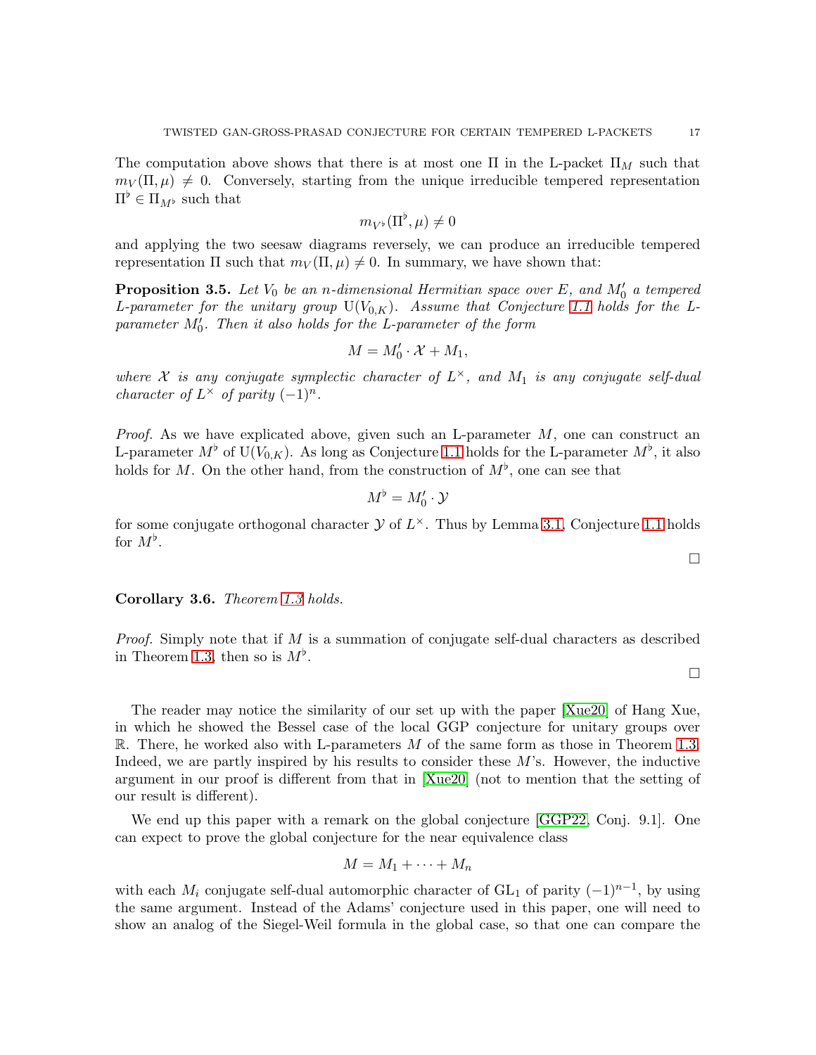The computation above shows that there is at most one $\Pi$ in the L-packet $\Pi_M$ such that $m_V(\Pi, \mu) \neq 0$. Conversely, starting from the unique irreducible tempered representation $\Pi^\flat \in \Pi_{M^\flat}$ such that

$$m_{V^\flat}(\Pi^\flat, \mu) \neq 0$$

and applying the two seesaw diagrams reversely, we can produce an irreducible tempered representation $\Pi$ such that $m_V(\Pi, \mu) \neq 0$. In summary, we have shown that:

**Proposition 3.5.** *Let $V_0$ be an $n$-dimensional Hermitian space over $E$, and $M_0'$ a tempered L-parameter for the unitary group $\mathrm{U}(V_{0,K})$. Assume that Conjecture 1.1 holds for the L-parameter $M_0'$. Then it also holds for the L-parameter of the form*

$$M = M_0' \cdot \mathcal{X} + M_1,$$

*where $\mathcal{X}$ is any conjugate symplectic character of $L^\times$, and $M_1$ is any conjugate self-dual character of $L^\times$ of parity $(-1)^n$.*

*Proof.* As we have explicated above, given such an L-parameter $M$, one can construct an L-parameter $M^\flat$ of $\mathrm{U}(V_{0,K})$. As long as Conjecture 1.1 holds for the L-parameter $M^\flat$, it also holds for $M$. On the other hand, from the construction of $M^\flat$, one can see that

$$M^\flat = M_0' \cdot \mathcal{Y}$$

for some conjugate orthogonal character $\mathcal{Y}$ of $L^\times$. Thus by Lemma 3.1, Conjecture 1.1 holds for $M^\flat$.

□

**Corollary 3.6.** *Theorem 1.3 holds.*

*Proof.* Simply note that if $M$ is a summation of conjugate self-dual characters as described in Theorem 1.3, then so is $M^\flat$.

□

The reader may notice the similarity of our set up with the paper [Xue20] of Hang Xue, in which he showed the Bessel case of the local GGP conjecture for unitary groups over $\mathbb{R}$. There, he worked also with L-parameters $M$ of the same form as those in Theorem 1.3. Indeed, we are partly inspired by his results to consider these $M$'s. However, the inductive argument in our proof is different from that in [Xue20] (not to mention that the setting of our result is different).

We end up this paper with a remark on the global conjecture [GGP22, Conj. 9.1]. One can expect to prove the global conjecture for the near equivalence class

$$M = M_1 + \cdots + M_n$$

with each $M_i$ conjugate self-dual automorphic character of $\mathrm{GL}_1$ of parity $(-1)^{n-1}$, by using the same argument. Instead of the Adams' conjecture used in this paper, one will need to show an analog of the Siegel-Weil formula in the global case, so that one can compare the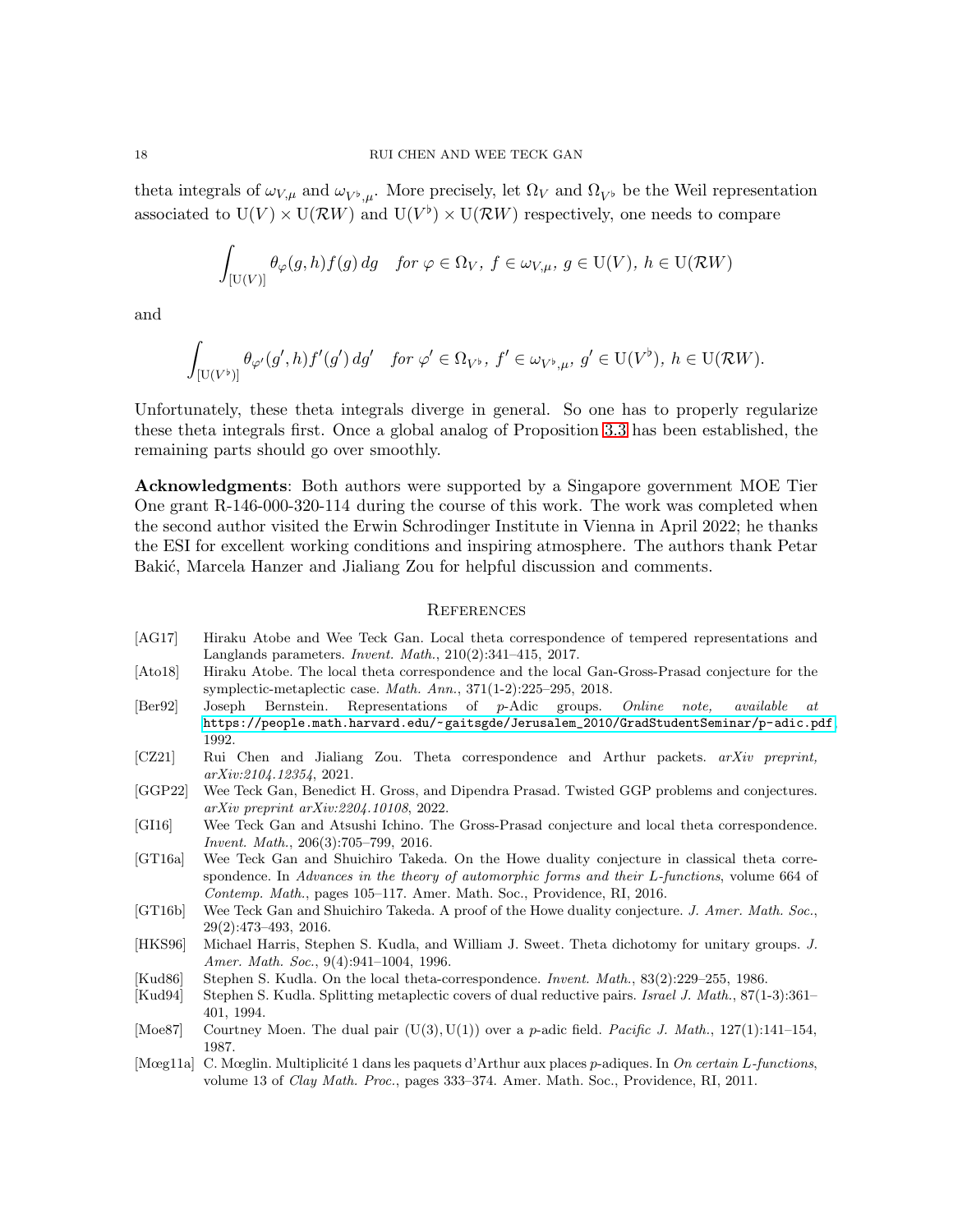theta integrals of $\omega_{V,\mu}$ and $\omega_{V^\flat,\mu}$. More precisely, let $\Omega_V$ and $\Omega_{V^\flat}$ be the Weil representation associated to $\mathrm{U}(V) \times \mathrm{U}(\mathcal{R}W)$ and $\mathrm{U}(V^\flat) \times \mathrm{U}(\mathcal{R}W)$ respectively, one needs to compare

$$\int_{[\mathrm{U}(V)]} \theta_\varphi(g,h) f(g)\, dg \quad \textit{for } \varphi \in \Omega_V,\ f \in \omega_{V,\mu},\ g \in \mathrm{U}(V),\ h \in \mathrm{U}(\mathcal{R}W)$$

and

$$\int_{[\mathrm{U}(V^\flat)]} \theta_{\varphi'}(g',h) f'(g')\, dg' \quad \textit{for } \varphi' \in \Omega_{V^\flat},\ f' \in \omega_{V^\flat,\mu},\ g' \in \mathrm{U}(V^\flat),\ h \in \mathrm{U}(\mathcal{R}W).$$

Unfortunately, these theta integrals diverge in general. So one has to properly regularize these theta integrals first. Once a global analog of Proposition 3.3 has been established, the remaining parts should go over smoothly.

**Acknowledgments**: Both authors were supported by a Singapore government MOE Tier One grant R-146-000-320-114 during the course of this work. The work was completed when the second author visited the Erwin Schrodinger Institute in Vienna in April 2022; he thanks the ESI for excellent working conditions and inspiring atmosphere. The authors thank Petar Bakić, Marcela Hanzer and Jialiang Zou for helpful discussion and comments.

## References

- [AG17] Hiraku Atobe and Wee Teck Gan. Local theta correspondence of tempered representations and Langlands parameters. *Invent. Math.*, 210(2):341–415, 2017.
- [Ato18] Hiraku Atobe. The local theta correspondence and the local Gan-Gross-Prasad conjecture for the symplectic-metaplectic case. *Math. Ann.*, 371(1-2):225–295, 2018.
- [Ber92] Joseph Bernstein. Representations of $p$-Adic groups. *Online note, available at* https://people.math.harvard.edu/~gaitsgde/Jerusalem_2010/GradStudentSeminar/p-adic.pdf, 1992.
- [CZ21] Rui Chen and Jialiang Zou. Theta correspondence and Arthur packets. *arXiv preprint, arXiv:2104.12354*, 2021.
- [GGP22] Wee Teck Gan, Benedict H. Gross, and Dipendra Prasad. Twisted GGP problems and conjectures. *arXiv preprint arXiv:2204.10108*, 2022.
- [GI16] Wee Teck Gan and Atsushi Ichino. The Gross-Prasad conjecture and local theta correspondence. *Invent. Math.*, 206(3):705–799, 2016.
- [GT16a] Wee Teck Gan and Shuichiro Takeda. On the Howe duality conjecture in classical theta correspondence. In *Advances in the theory of automorphic forms and their L-functions*, volume 664 of *Contemp. Math.*, pages 105–117. Amer. Math. Soc., Providence, RI, 2016.
- [GT16b] Wee Teck Gan and Shuichiro Takeda. A proof of the Howe duality conjecture. *J. Amer. Math. Soc.*, 29(2):473–493, 2016.
- [HKS96] Michael Harris, Stephen S. Kudla, and William J. Sweet. Theta dichotomy for unitary groups. *J. Amer. Math. Soc.*, 9(4):941–1004, 1996.
- [Kud86] Stephen S. Kudla. On the local theta-correspondence. *Invent. Math.*, 83(2):229–255, 1986.
- [Kud94] Stephen S. Kudla. Splitting metaplectic covers of dual reductive pairs. *Israel J. Math.*, 87(1-3):361–401, 1994.
- [Moe87] Courtney Moen. The dual pair $(\mathrm{U}(3), \mathrm{U}(1))$ over a $p$-adic field. *Pacific J. Math.*, 127(1):141–154, 1987.
- [Mœg11a] C. Mœglin. Multiplicité 1 dans les paquets d'Arthur aux places $p$-adiques. In *On certain L-functions*, volume 13 of *Clay Math. Proc.*, pages 333–374. Amer. Math. Soc., Providence, RI, 2011.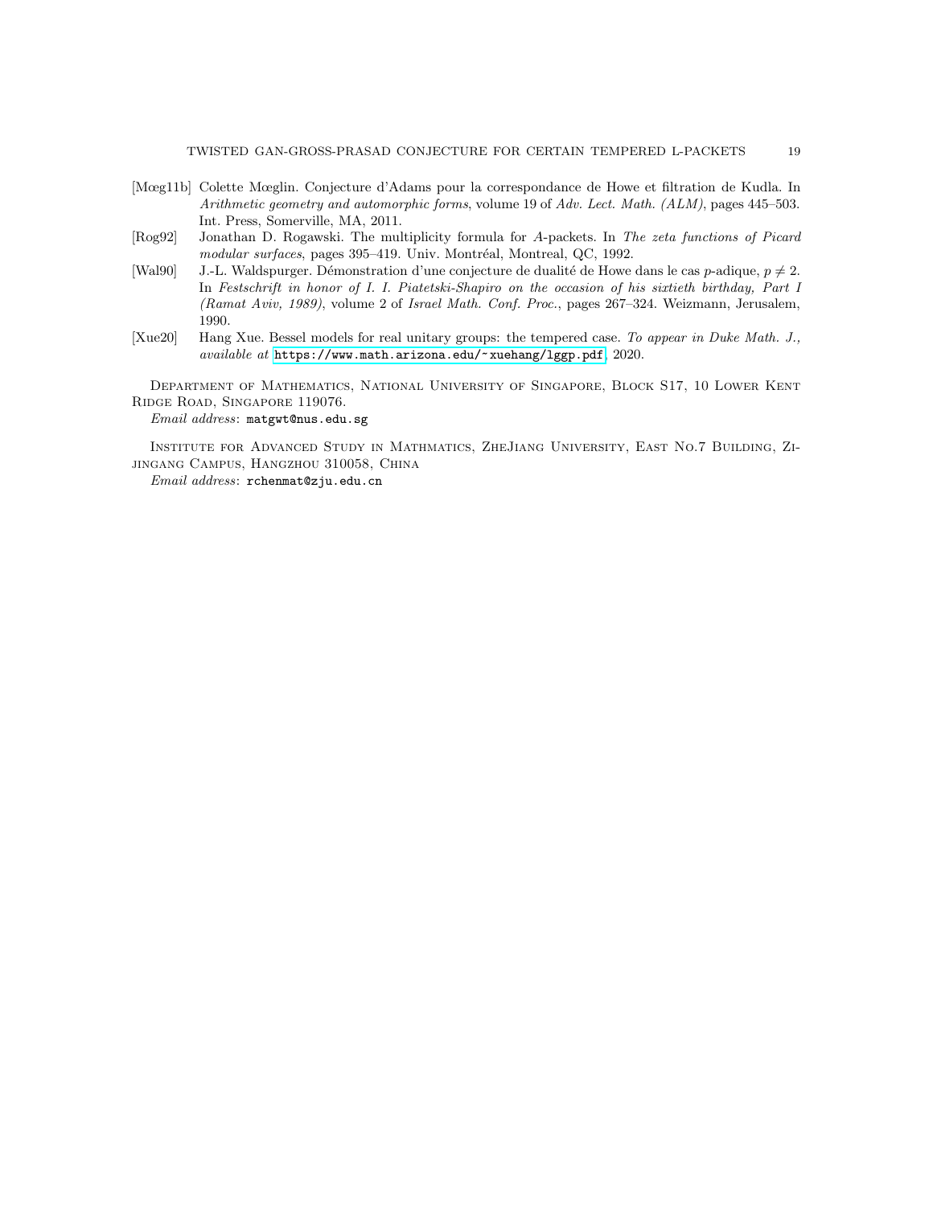[Mœg11b] Colette Mœglin. Conjecture d'Adams pour la correspondance de Howe et filtration de Kudla. In *Arithmetic geometry and automorphic forms*, volume 19 of *Adv. Lect. Math. (ALM)*, pages 445–503. Int. Press, Somerville, MA, 2011.

[Rog92] Jonathan D. Rogawski. The multiplicity formula for *A*-packets. In *The zeta functions of Picard modular surfaces*, pages 395–419. Univ. Montréal, Montreal, QC, 1992.

[Wal90] J.-L. Waldspurger. Démonstration d'une conjecture de dualité de Howe dans le cas $p$-adique, $p \neq 2$. In *Festschrift in honor of I. I. Piatetski-Shapiro on the occasion of his sixtieth birthday, Part I (Ramat Aviv, 1989)*, volume 2 of *Israel Math. Conf. Proc.*, pages 267–324. Weizmann, Jerusalem, 1990.

[Xue20] Hang Xue. Bessel models for real unitary groups: the tempered case. *To appear in Duke Math. J., available at* https://www.math.arizona.edu/~xuehang/lggp.pdf, 2020.

Department of Mathematics, National University of Singapore, Block S17, 10 Lower Kent Ridge Road, Singapore 119076.

*Email address*: matgwt@nus.edu.sg

Institute for Advanced Study in Mathmatics, ZheJiang University, East No.7 Building, Zijingang Campus, Hangzhou 310058, China

*Email address*: rchenmat@zju.edu.cn